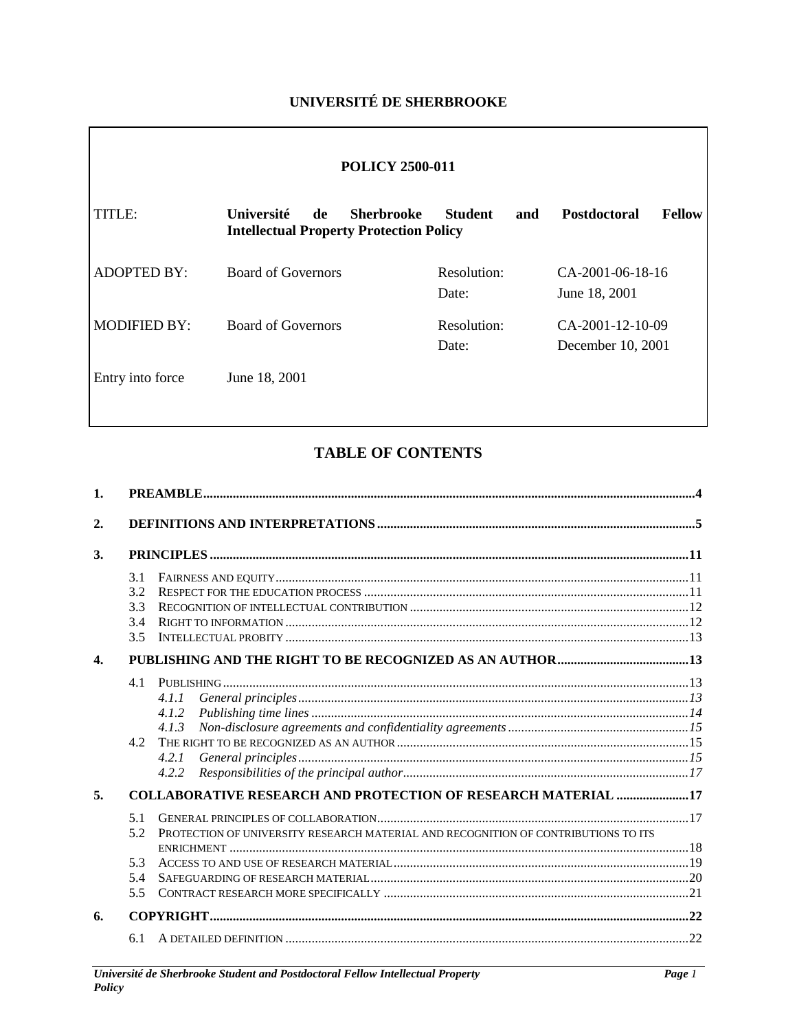**UNIVERSITÉ DE SHERBROOKE**

**POLICY 2500-011**

| | | | |
|---|---|---|---|
| TITLE: | **Université de Sherbrooke Student and Postdoctoral Fellow Intellectual Property Protection Policy** | | |
| ADOPTED BY: | Board of Governors | Resolution: | CA-2001-06-18-16 |
| | | Date: | June 18, 2001 |
| MODIFIED BY: | Board of Governors | Resolution: | CA-2001-12-10-09 |
| | | Date: | December 10, 2001 |
| Entry into force | June 18, 2001 | | |

## TABLE OF CONTENTS

**1. PREAMBLE** .......... **4**

**2. DEFINITIONS AND INTERPRETATIONS** .......... **5**

**3. PRINCIPLES** .......... **11**

- 3.1 FAIRNESS AND EQUITY .......... 11
- 3.2 RESPECT FOR THE EDUCATION PROCESS .......... 11
- 3.3 RECOGNITION OF INTELLECTUAL CONTRIBUTION .......... 12
- 3.4 RIGHT TO INFORMATION .......... 12
- 3.5 INTELLECTUAL PROBITY .......... 13

**4. PUBLISHING AND THE RIGHT TO BE RECOGNIZED AS AN AUTHOR** .......... **13**

- 4.1 PUBLISHING .......... 13
  - *4.1.1 General principles* .......... *13*
  - *4.1.2 Publishing time lines* .......... *14*
  - *4.1.3 Non-disclosure agreements and confidentiality agreements* .......... *15*
- 4.2 THE RIGHT TO BE RECOGNIZED AS AN AUTHOR .......... 15
  - *4.2.1 General principles* .......... *15*
  - *4.2.2 Responsibilities of the principal author* .......... *17*

**5. COLLABORATIVE RESEARCH AND PROTECTION OF RESEARCH MATERIAL** .......... **17**

- 5.1 GENERAL PRINCIPLES OF COLLABORATION .......... 17
- 5.2 PROTECTION OF UNIVERSITY RESEARCH MATERIAL AND RECOGNITION OF CONTRIBUTIONS TO ITS ENRICHMENT .......... 18
- 5.3 ACCESS TO AND USE OF RESEARCH MATERIAL .......... 19
- 5.4 SAFEGUARDING OF RESEARCH MATERIAL .......... 20
- 5.5 CONTRACT RESEARCH MORE SPECIFICALLY .......... 21

**6. COPYRIGHT** .......... **22**

- 6.1 A DETAILED DEFINITION .......... 22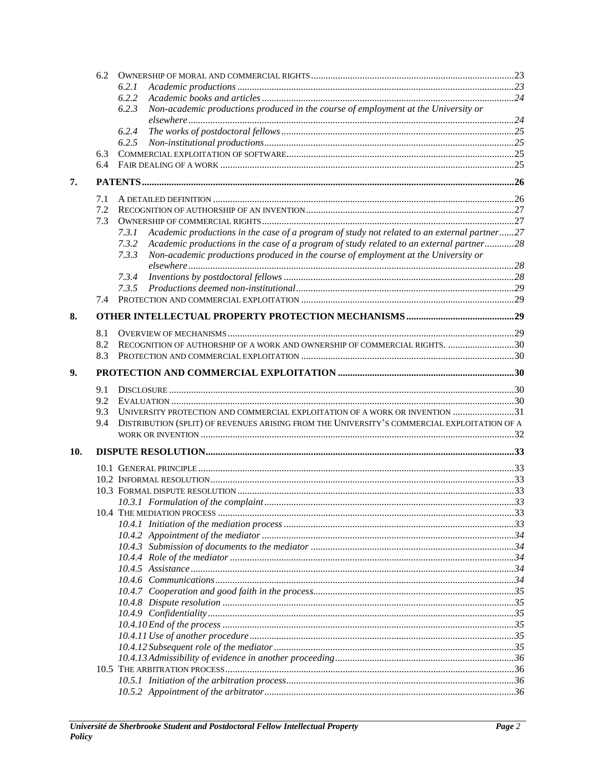- 6.2 OWNERSHIP OF MORAL AND COMMERCIAL RIGHTS ..... 23
  - 6.2.1 *Academic productions* ..... 23
  - 6.2.2 *Academic books and articles* ..... 24
  - 6.2.3 *Non-academic productions produced in the course of employment at the University or elsewhere* ..... 24
  - 6.2.4 *The works of postdoctoral fellows* ..... 25
  - 6.2.5 *Non-institutional productions* ..... 25
- 6.3 COMMERCIAL EXPLOITATION OF SOFTWARE ..... 25
- 6.4 FAIR DEALING OF A WORK ..... 25

**7. PATENTS ..... 26**

- 7.1 A DETAILED DEFINITION ..... 26
- 7.2 RECOGNITION OF AUTHORSHIP OF AN INVENTION ..... 27
- 7.3 OWNERSHIP OF COMMERCIAL RIGHTS ..... 27
  - 7.3.1 *Academic productions in the case of a program of study not related to an external partner* ..... 27
  - 7.3.2 *Academic productions in the case of a program of study related to an external partner* ..... 28
  - 7.3.3 *Non-academic productions produced in the course of employment at the University or elsewhere* ..... 28
  - 7.3.4 *Inventions by postdoctoral fellows* ..... 28
  - 7.3.5 *Productions deemed non-institutional* ..... 29
- 7.4 PROTECTION AND COMMERCIAL EXPLOITATION ..... 29

**8. OTHER INTELLECTUAL PROPERTY PROTECTION MECHANISMS ..... 29**

- 8.1 OVERVIEW OF MECHANISMS ..... 29
- 8.2 RECOGNITION OF AUTHORSHIP OF A WORK AND OWNERSHIP OF COMMERCIAL RIGHTS. ..... 30
- 8.3 PROTECTION AND COMMERCIAL EXPLOITATION ..... 30

**9. PROTECTION AND COMMERCIAL EXPLOITATION ..... 30**

- 9.1 DISCLOSURE ..... 30
- 9.2 EVALUATION ..... 30
- 9.3 UNIVERSITY PROTECTION AND COMMERCIAL EXPLOITATION OF A WORK OR INVENTION ..... 31
- 9.4 DISTRIBUTION (SPLIT) OF REVENUES ARISING FROM THE UNIVERSITY'S COMMERCIAL EXPLOITATION OF A WORK OR INVENTION ..... 32

**10. DISPUTE RESOLUTION ..... 33**

- 10.1 GENERAL PRINCIPLE ..... 33
- 10.2 INFORMAL RESOLUTION ..... 33
- 10.3 FORMAL DISPUTE RESOLUTION ..... 33
  - 10.3.1 *Formulation of the complaint* ..... 33
- 10.4 THE MEDIATION PROCESS ..... 33
  - 10.4.1 *Initiation of the mediation process* ..... 33
  - 10.4.2 *Appointment of the mediator* ..... 34
  - 10.4.3 *Submission of documents to the mediator* ..... 34
  - 10.4.4 *Role of the mediator* ..... 34
  - 10.4.5 *Assistance* ..... 34
  - 10.4.6 *Communications* ..... 34
  - 10.4.7 *Cooperation and good faith in the process* ..... 35
  - 10.4.8 *Dispute resolution* ..... 35
  - 10.4.9 *Confidentiality* ..... 35
  - 10.4.10 *End of the process* ..... 35
  - 10.4.11 *Use of another procedure* ..... 35
  - 10.4.12 *Subsequent role of the mediator* ..... 35
  - 10.4.13 *Admissibility of evidence in another proceeding* ..... 36
- 10.5 THE ARBITRATION PROCESS ..... 36
  - 10.5.1 *Initiation of the arbitration process* ..... 36
  - 10.5.2 *Appointment of the arbitrator* ..... 36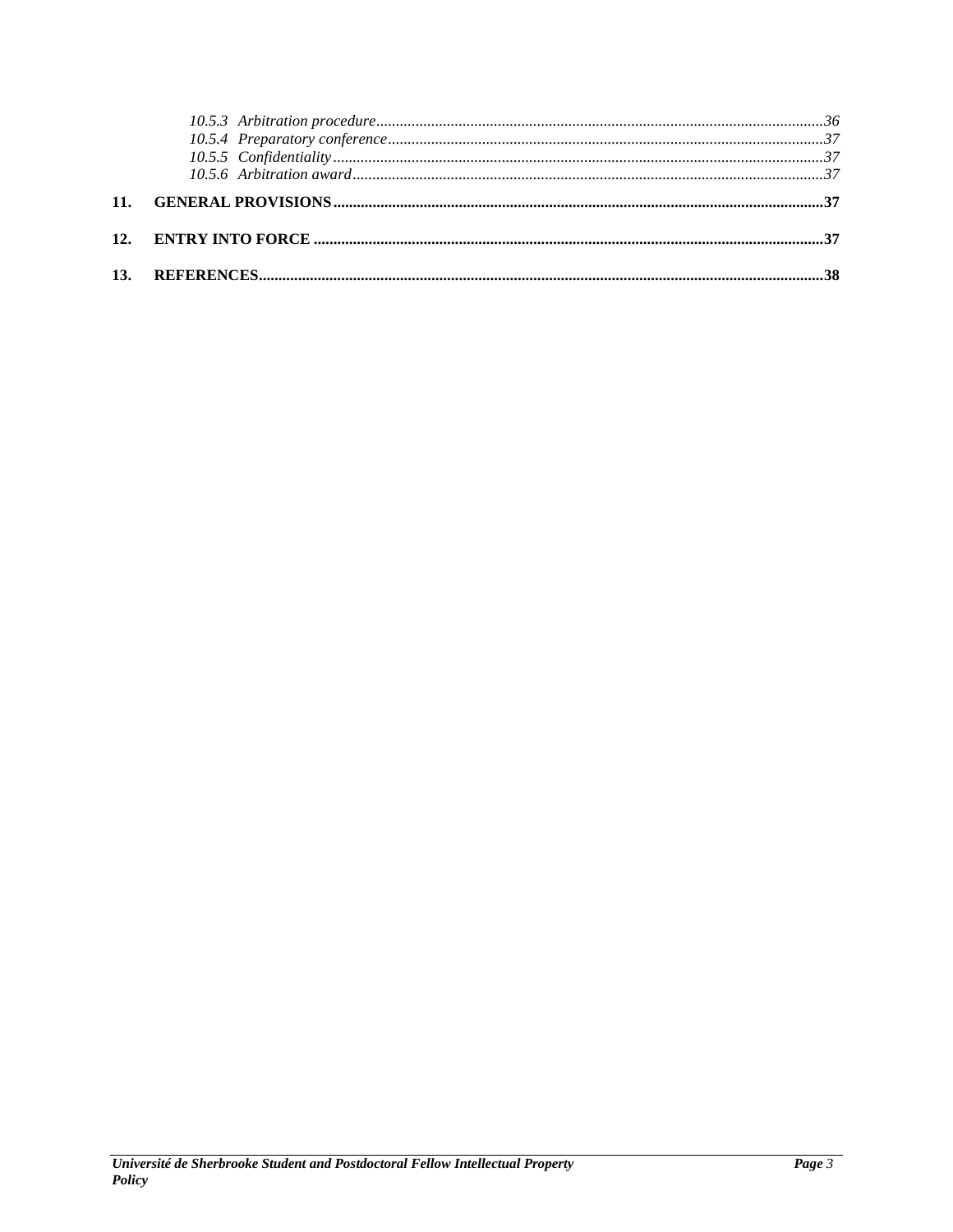*10.5.3 Arbitration procedure* ............ 36
*10.5.4 Preparatory conference* ............ 37
*10.5.5 Confidentiality* ............ 37
*10.5.6 Arbitration award* ............ 37

**11. GENERAL PROVISIONS** ............ **37**

**12. ENTRY INTO FORCE** ............ **37**

**13. REFERENCES** ............ **38**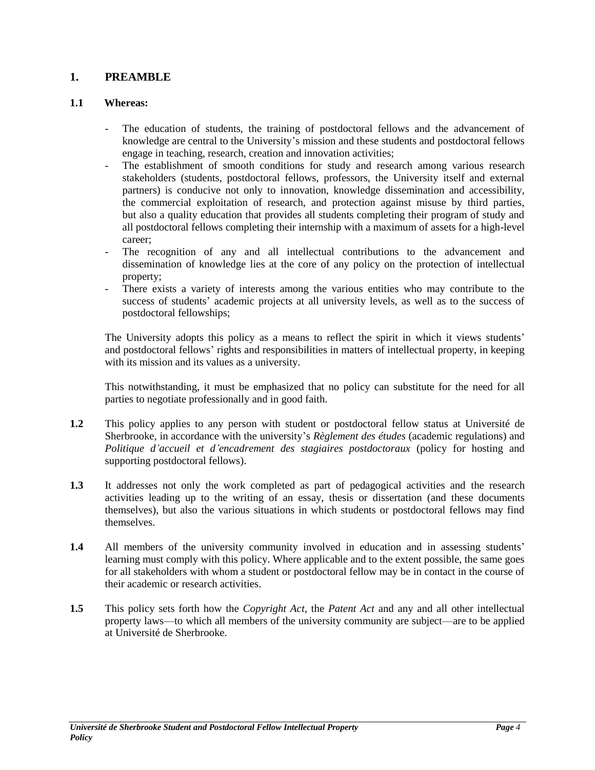## 1. PREAMBLE

**1.1 Whereas:**

- The education of students, the training of postdoctoral fellows and the advancement of knowledge are central to the University's mission and these students and postdoctoral fellows engage in teaching, research, creation and innovation activities;
- The establishment of smooth conditions for study and research among various research stakeholders (students, postdoctoral fellows, professors, the University itself and external partners) is conducive not only to innovation, knowledge dissemination and accessibility, the commercial exploitation of research, and protection against misuse by third parties, but also a quality education that provides all students completing their program of study and all postdoctoral fellows completing their internship with a maximum of assets for a high-level career;
- The recognition of any and all intellectual contributions to the advancement and dissemination of knowledge lies at the core of any policy on the protection of intellectual property;
- There exists a variety of interests among the various entities who may contribute to the success of students' academic projects at all university levels, as well as to the success of postdoctoral fellowships;

The University adopts this policy as a means to reflect the spirit in which it views students' and postdoctoral fellows' rights and responsibilities in matters of intellectual property, in keeping with its mission and its values as a university.

This notwithstanding, it must be emphasized that no policy can substitute for the need for all parties to negotiate professionally and in good faith.

**1.2** This policy applies to any person with student or postdoctoral fellow status at Université de Sherbrooke, in accordance with the university's *Règlement des études* (academic regulations) and *Politique d'accueil et d'encadrement des stagiaires postdoctoraux* (policy for hosting and supporting postdoctoral fellows).

**1.3** It addresses not only the work completed as part of pedagogical activities and the research activities leading up to the writing of an essay, thesis or dissertation (and these documents themselves), but also the various situations in which students or postdoctoral fellows may find themselves.

**1.4** All members of the university community involved in education and in assessing students' learning must comply with this policy. Where applicable and to the extent possible, the same goes for all stakeholders with whom a student or postdoctoral fellow may be in contact in the course of their academic or research activities.

**1.5** This policy sets forth how the *Copyright Act*, the *Patent Act* and any and all other intellectual property laws—to which all members of the university community are subject—are to be applied at Université de Sherbrooke.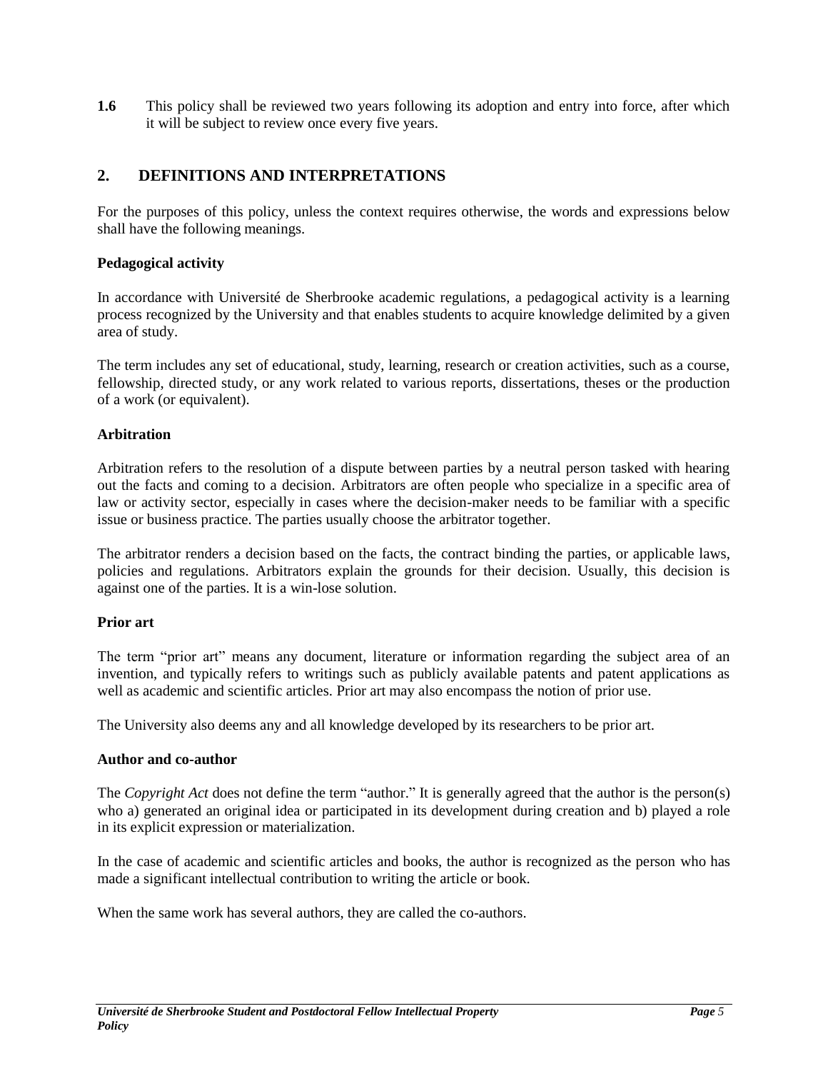**1.6** This policy shall be reviewed two years following its adoption and entry into force, after which it will be subject to review once every five years.

## 2. DEFINITIONS AND INTERPRETATIONS

For the purposes of this policy, unless the context requires otherwise, the words and expressions below shall have the following meanings.

**Pedagogical activity**

In accordance with Université de Sherbrooke academic regulations, a pedagogical activity is a learning process recognized by the University and that enables students to acquire knowledge delimited by a given area of study.

The term includes any set of educational, study, learning, research or creation activities, such as a course, fellowship, directed study, or any work related to various reports, dissertations, theses or the production of a work (or equivalent).

**Arbitration**

Arbitration refers to the resolution of a dispute between parties by a neutral person tasked with hearing out the facts and coming to a decision. Arbitrators are often people who specialize in a specific area of law or activity sector, especially in cases where the decision-maker needs to be familiar with a specific issue or business practice. The parties usually choose the arbitrator together.

The arbitrator renders a decision based on the facts, the contract binding the parties, or applicable laws, policies and regulations. Arbitrators explain the grounds for their decision. Usually, this decision is against one of the parties. It is a win-lose solution.

**Prior art**

The term "prior art" means any document, literature or information regarding the subject area of an invention, and typically refers to writings such as publicly available patents and patent applications as well as academic and scientific articles. Prior art may also encompass the notion of prior use.

The University also deems any and all knowledge developed by its researchers to be prior art.

**Author and co-author**

The *Copyright Act* does not define the term "author." It is generally agreed that the author is the person(s) who a) generated an original idea or participated in its development during creation and b) played a role in its explicit expression or materialization.

In the case of academic and scientific articles and books, the author is recognized as the person who has made a significant intellectual contribution to writing the article or book.

When the same work has several authors, they are called the co-authors.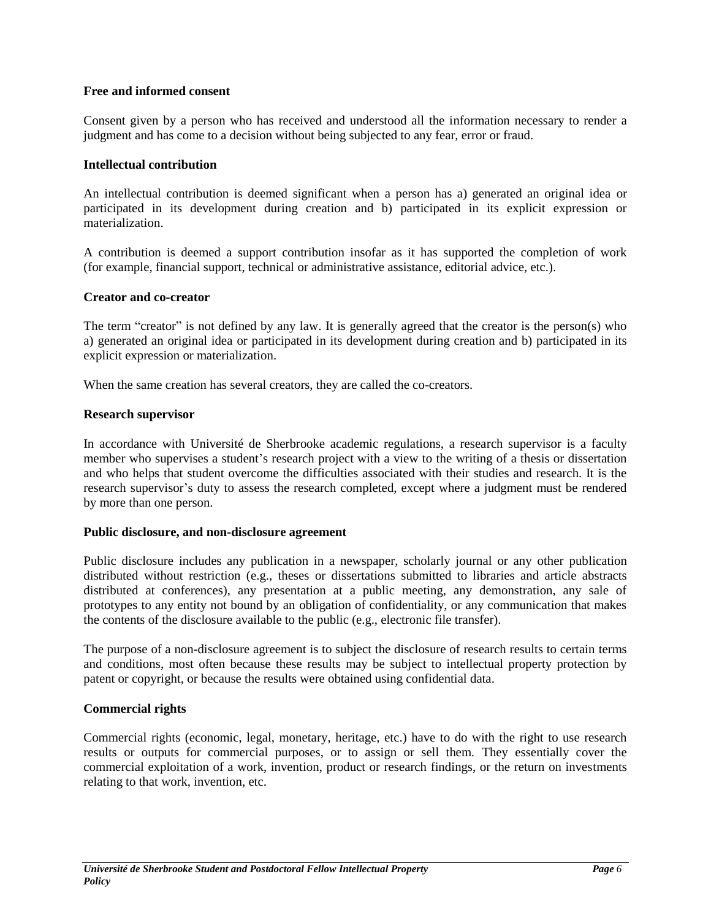**Free and informed consent**

Consent given by a person who has received and understood all the information necessary to render a judgment and has come to a decision without being subjected to any fear, error or fraud.

**Intellectual contribution**

An intellectual contribution is deemed significant when a person has a) generated an original idea or participated in its development during creation and b) participated in its explicit expression or materialization.

A contribution is deemed a support contribution insofar as it has supported the completion of work (for example, financial support, technical or administrative assistance, editorial advice, etc.).

**Creator and co-creator**

The term "creator" is not defined by any law. It is generally agreed that the creator is the person(s) who a) generated an original idea or participated in its development during creation and b) participated in its explicit expression or materialization.

When the same creation has several creators, they are called the co-creators.

**Research supervisor**

In accordance with Université de Sherbrooke academic regulations, a research supervisor is a faculty member who supervises a student's research project with a view to the writing of a thesis or dissertation and who helps that student overcome the difficulties associated with their studies and research. It is the research supervisor's duty to assess the research completed, except where a judgment must be rendered by more than one person.

**Public disclosure, and non-disclosure agreement**

Public disclosure includes any publication in a newspaper, scholarly journal or any other publication distributed without restriction (e.g., theses or dissertations submitted to libraries and article abstracts distributed at conferences), any presentation at a public meeting, any demonstration, any sale of prototypes to any entity not bound by an obligation of confidentiality, or any communication that makes the contents of the disclosure available to the public (e.g., electronic file transfer).

The purpose of a non-disclosure agreement is to subject the disclosure of research results to certain terms and conditions, most often because these results may be subject to intellectual property protection by patent or copyright, or because the results were obtained using confidential data.

**Commercial rights**

Commercial rights (economic, legal, monetary, heritage, etc.) have to do with the right to use research results or outputs for commercial purposes, or to assign or sell them. They essentially cover the commercial exploitation of a work, invention, product or research findings, or the return on investments relating to that work, invention, etc.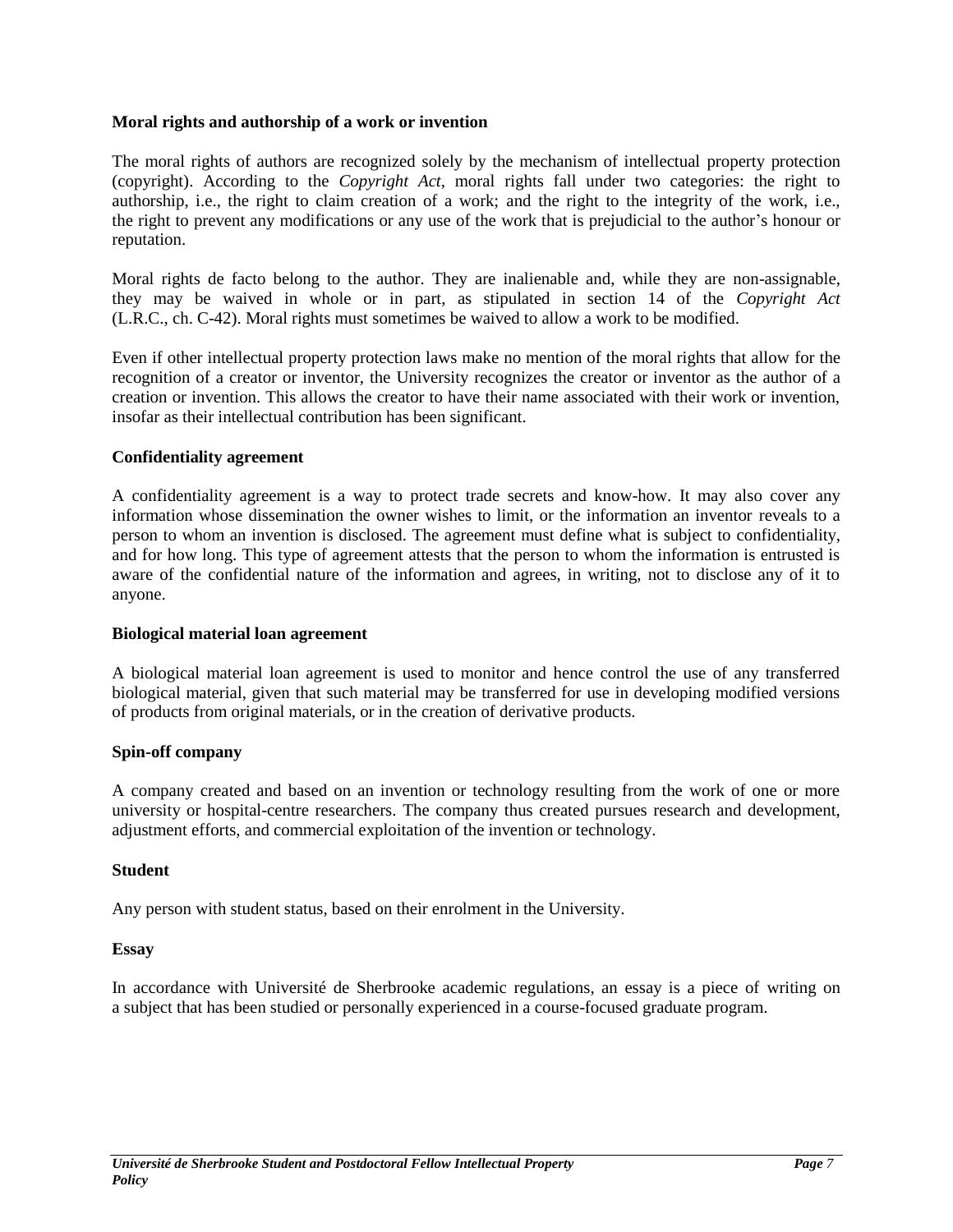**Moral rights and authorship of a work or invention**

The moral rights of authors are recognized solely by the mechanism of intellectual property protection (copyright). According to the *Copyright Act*, moral rights fall under two categories: the right to authorship, i.e., the right to claim creation of a work; and the right to the integrity of the work, i.e., the right to prevent any modifications or any use of the work that is prejudicial to the author's honour or reputation.

Moral rights de facto belong to the author. They are inalienable and, while they are non-assignable, they may be waived in whole or in part, as stipulated in section 14 of the *Copyright Act* (L.R.C., ch. C-42). Moral rights must sometimes be waived to allow a work to be modified.

Even if other intellectual property protection laws make no mention of the moral rights that allow for the recognition of a creator or inventor, the University recognizes the creator or inventor as the author of a creation or invention. This allows the creator to have their name associated with their work or invention, insofar as their intellectual contribution has been significant.

**Confidentiality agreement**

A confidentiality agreement is a way to protect trade secrets and know-how. It may also cover any information whose dissemination the owner wishes to limit, or the information an inventor reveals to a person to whom an invention is disclosed. The agreement must define what is subject to confidentiality, and for how long. This type of agreement attests that the person to whom the information is entrusted is aware of the confidential nature of the information and agrees, in writing, not to disclose any of it to anyone.

**Biological material loan agreement**

A biological material loan agreement is used to monitor and hence control the use of any transferred biological material, given that such material may be transferred for use in developing modified versions of products from original materials, or in the creation of derivative products.

**Spin-off company**

A company created and based on an invention or technology resulting from the work of one or more university or hospital-centre researchers. The company thus created pursues research and development, adjustment efforts, and commercial exploitation of the invention or technology.

**Student**

Any person with student status, based on their enrolment in the University.

**Essay**

In accordance with Université de Sherbrooke academic regulations, an essay is a piece of writing on a subject that has been studied or personally experienced in a course-focused graduate program.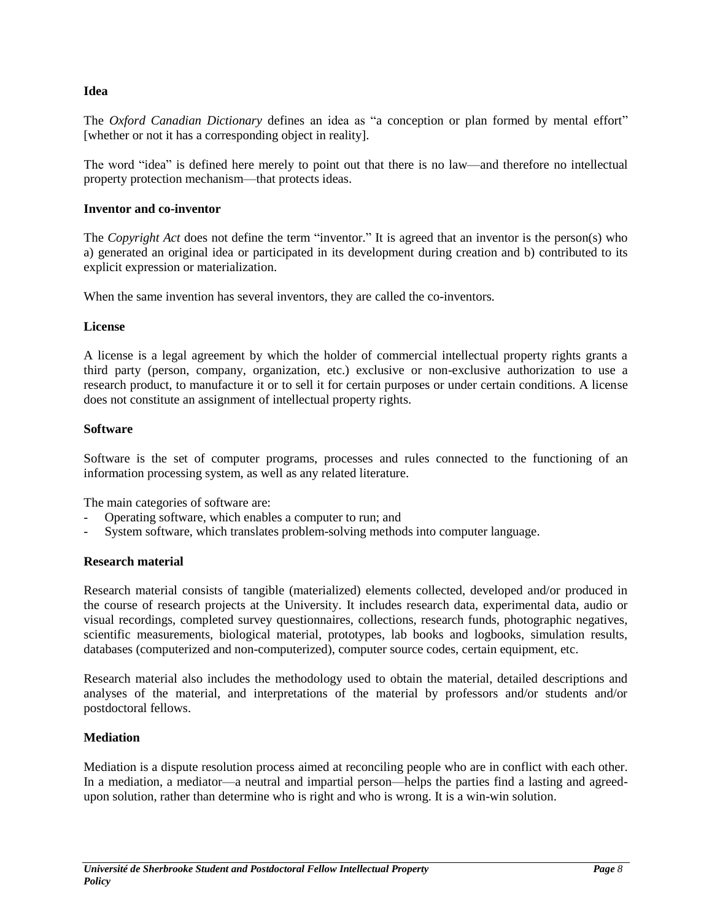**Idea**

The *Oxford Canadian Dictionary* defines an idea as "a conception or plan formed by mental effort" [whether or not it has a corresponding object in reality].

The word "idea" is defined here merely to point out that there is no law—and therefore no intellectual property protection mechanism—that protects ideas.

**Inventor and co-inventor**

The *Copyright Act* does not define the term "inventor." It is agreed that an inventor is the person(s) who a) generated an original idea or participated in its development during creation and b) contributed to its explicit expression or materialization.

When the same invention has several inventors, they are called the co-inventors.

**License**

A license is a legal agreement by which the holder of commercial intellectual property rights grants a third party (person, company, organization, etc.) exclusive or non-exclusive authorization to use a research product, to manufacture it or to sell it for certain purposes or under certain conditions. A license does not constitute an assignment of intellectual property rights.

**Software**

Software is the set of computer programs, processes and rules connected to the functioning of an information processing system, as well as any related literature.

The main categories of software are:

- Operating software, which enables a computer to run; and
- System software, which translates problem-solving methods into computer language.

**Research material**

Research material consists of tangible (materialized) elements collected, developed and/or produced in the course of research projects at the University. It includes research data, experimental data, audio or visual recordings, completed survey questionnaires, collections, research funds, photographic negatives, scientific measurements, biological material, prototypes, lab books and logbooks, simulation results, databases (computerized and non-computerized), computer source codes, certain equipment, etc.

Research material also includes the methodology used to obtain the material, detailed descriptions and analyses of the material, and interpretations of the material by professors and/or students and/or postdoctoral fellows.

**Mediation**

Mediation is a dispute resolution process aimed at reconciling people who are in conflict with each other. In a mediation, a mediator—a neutral and impartial person—helps the parties find a lasting and agreed-upon solution, rather than determine who is right and who is wrong. It is a win-win solution.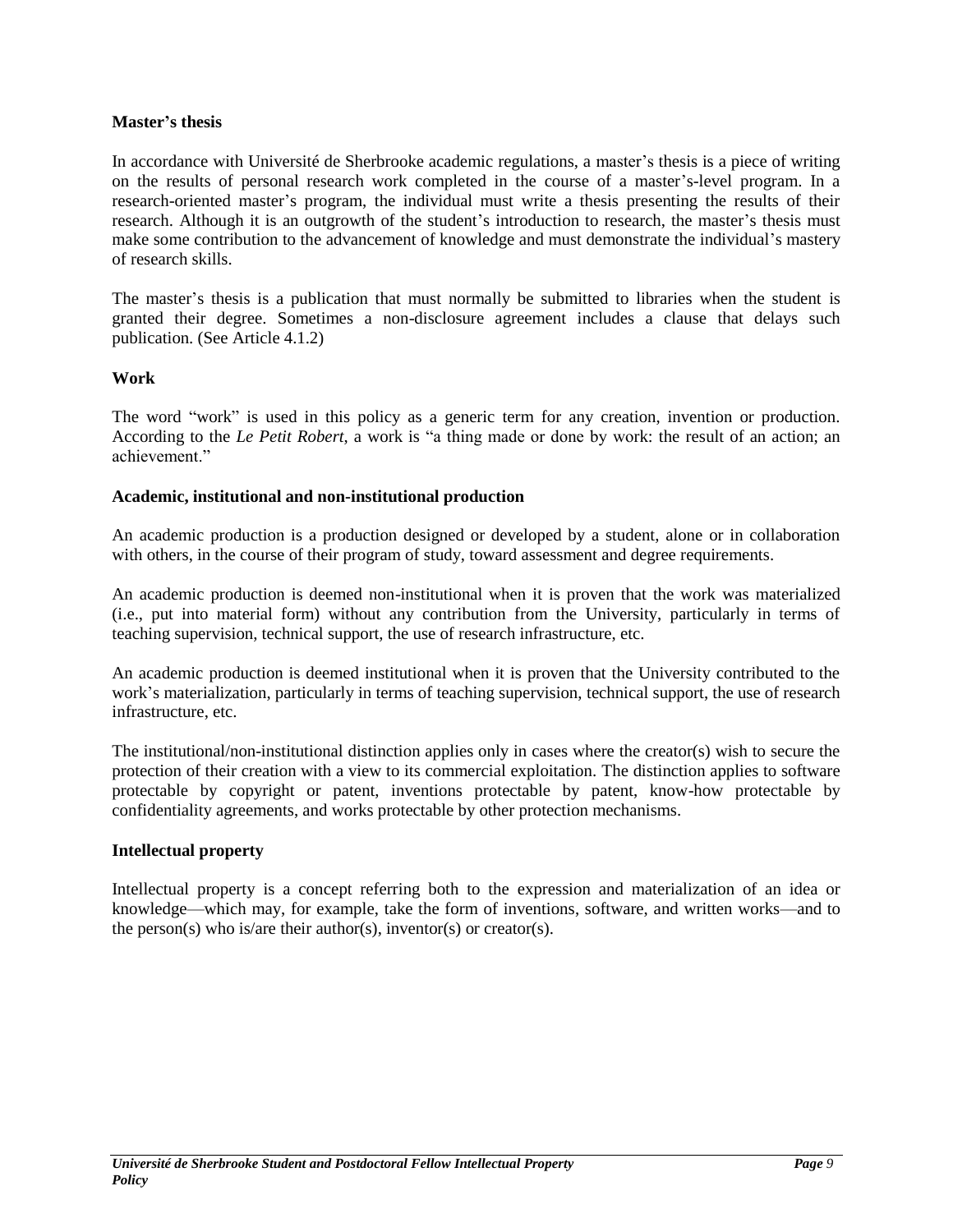**Master's thesis**

In accordance with Université de Sherbrooke academic regulations, a master's thesis is a piece of writing on the results of personal research work completed in the course of a master's-level program. In a research-oriented master's program, the individual must write a thesis presenting the results of their research. Although it is an outgrowth of the student's introduction to research, the master's thesis must make some contribution to the advancement of knowledge and must demonstrate the individual's mastery of research skills.

The master's thesis is a publication that must normally be submitted to libraries when the student is granted their degree. Sometimes a non-disclosure agreement includes a clause that delays such publication. (See Article 4.1.2)

**Work**

The word "work" is used in this policy as a generic term for any creation, invention or production. According to the *Le Petit Robert*, a work is "a thing made or done by work: the result of an action; an achievement."

**Academic, institutional and non-institutional production**

An academic production is a production designed or developed by a student, alone or in collaboration with others, in the course of their program of study, toward assessment and degree requirements.

An academic production is deemed non-institutional when it is proven that the work was materialized (i.e., put into material form) without any contribution from the University, particularly in terms of teaching supervision, technical support, the use of research infrastructure, etc.

An academic production is deemed institutional when it is proven that the University contributed to the work's materialization, particularly in terms of teaching supervision, technical support, the use of research infrastructure, etc.

The institutional/non-institutional distinction applies only in cases where the creator(s) wish to secure the protection of their creation with a view to its commercial exploitation. The distinction applies to software protectable by copyright or patent, inventions protectable by patent, know-how protectable by confidentiality agreements, and works protectable by other protection mechanisms.

**Intellectual property**

Intellectual property is a concept referring both to the expression and materialization of an idea or knowledge—which may, for example, take the form of inventions, software, and written works—and to the person(s) who is/are their author(s), inventor(s) or creator(s).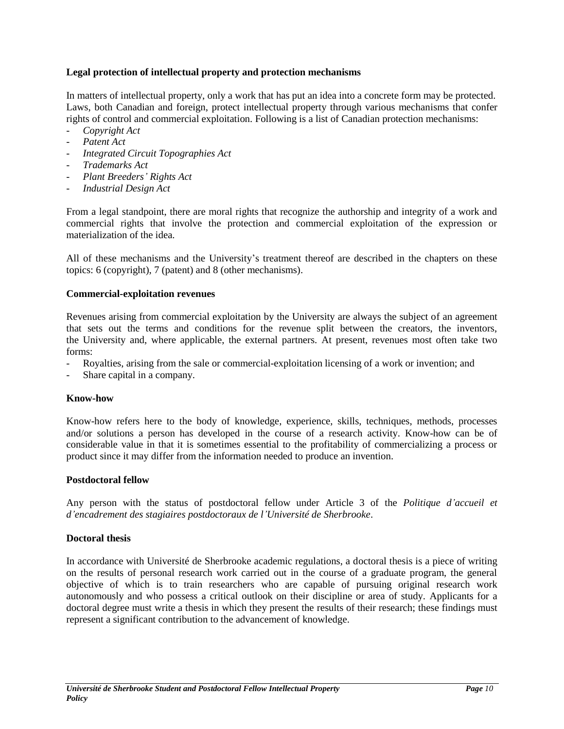**Legal protection of intellectual property and protection mechanisms**

In matters of intellectual property, only a work that has put an idea into a concrete form may be protected. Laws, both Canadian and foreign, protect intellectual property through various mechanisms that confer rights of control and commercial exploitation. Following is a list of Canadian protection mechanisms:

- *Copyright Act*
- *Patent Act*
- *Integrated Circuit Topographies Act*
- *Trademarks Act*
- *Plant Breeders' Rights Act*
- *Industrial Design Act*

From a legal standpoint, there are moral rights that recognize the authorship and integrity of a work and commercial rights that involve the protection and commercial exploitation of the expression or materialization of the idea.

All of these mechanisms and the University's treatment thereof are described in the chapters on these topics: 6 (copyright), 7 (patent) and 8 (other mechanisms).

**Commercial-exploitation revenues**

Revenues arising from commercial exploitation by the University are always the subject of an agreement that sets out the terms and conditions for the revenue split between the creators, the inventors, the University and, where applicable, the external partners. At present, revenues most often take two forms:

- Royalties, arising from the sale or commercial-exploitation licensing of a work or invention; and
- Share capital in a company.

**Know-how**

Know-how refers here to the body of knowledge, experience, skills, techniques, methods, processes and/or solutions a person has developed in the course of a research activity. Know-how can be of considerable value in that it is sometimes essential to the profitability of commercializing a process or product since it may differ from the information needed to produce an invention.

**Postdoctoral fellow**

Any person with the status of postdoctoral fellow under Article 3 of the *Politique d'accueil et d'encadrement des stagiaires postdoctoraux de l'Université de Sherbrooke*.

**Doctoral thesis**

In accordance with Université de Sherbrooke academic regulations, a doctoral thesis is a piece of writing on the results of personal research work carried out in the course of a graduate program, the general objective of which is to train researchers who are capable of pursuing original research work autonomously and who possess a critical outlook on their discipline or area of study. Applicants for a doctoral degree must write a thesis in which they present the results of their research; these findings must represent a significant contribution to the advancement of knowledge.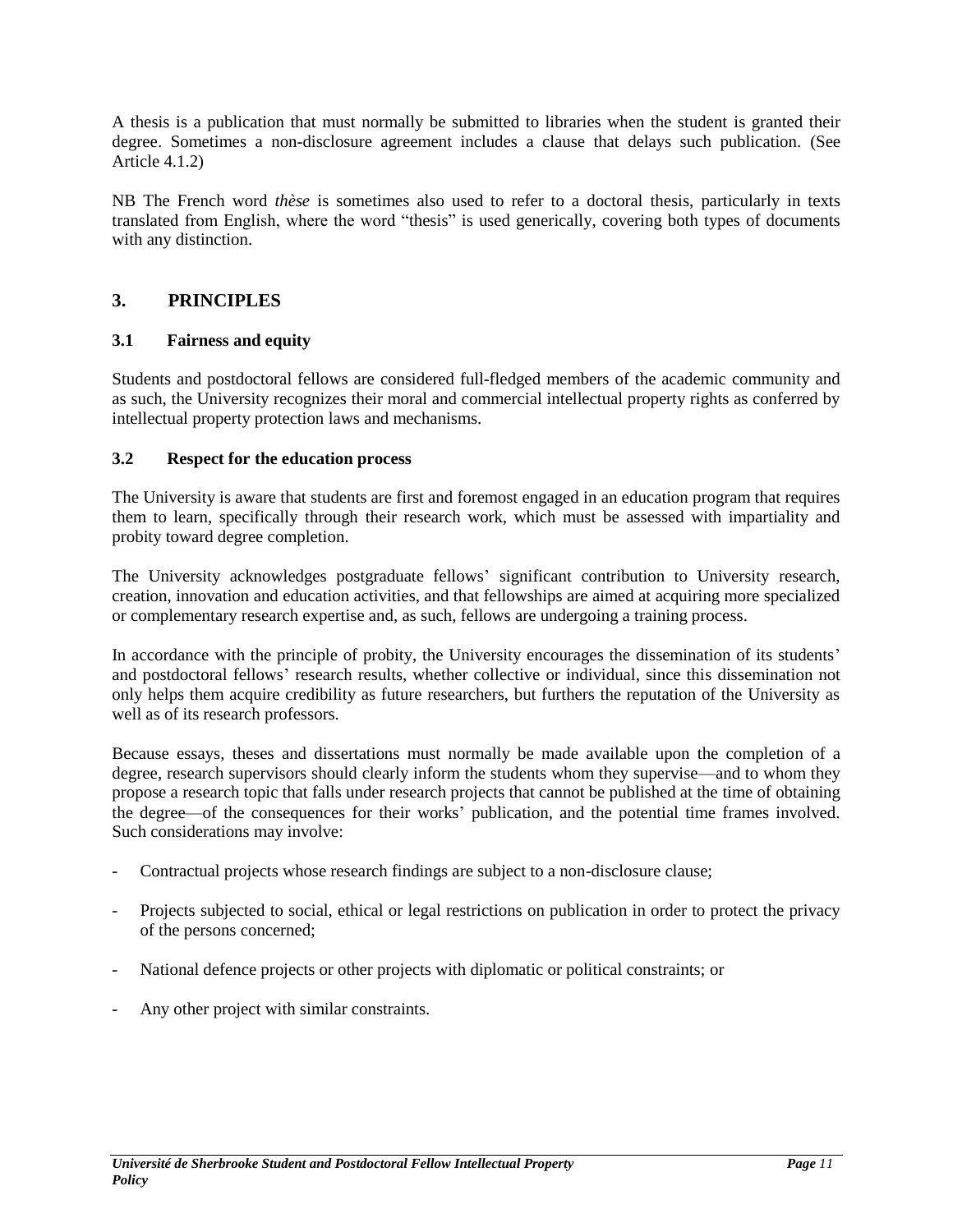A thesis is a publication that must normally be submitted to libraries when the student is granted their degree. Sometimes a non-disclosure agreement includes a clause that delays such publication. (See Article 4.1.2)

NB The French word *thèse* is sometimes also used to refer to a doctoral thesis, particularly in texts translated from English, where the word "thesis" is used generically, covering both types of documents with any distinction.

## 3. PRINCIPLES

### 3.1 Fairness and equity

Students and postdoctoral fellows are considered full-fledged members of the academic community and as such, the University recognizes their moral and commercial intellectual property rights as conferred by intellectual property protection laws and mechanisms.

### 3.2 Respect for the education process

The University is aware that students are first and foremost engaged in an education program that requires them to learn, specifically through their research work, which must be assessed with impartiality and probity toward degree completion.

The University acknowledges postgraduate fellows' significant contribution to University research, creation, innovation and education activities, and that fellowships are aimed at acquiring more specialized or complementary research expertise and, as such, fellows are undergoing a training process.

In accordance with the principle of probity, the University encourages the dissemination of its students' and postdoctoral fellows' research results, whether collective or individual, since this dissemination not only helps them acquire credibility as future researchers, but furthers the reputation of the University as well as of its research professors.

Because essays, theses and dissertations must normally be made available upon the completion of a degree, research supervisors should clearly inform the students whom they supervise—and to whom they propose a research topic that falls under research projects that cannot be published at the time of obtaining the degree—of the consequences for their works' publication, and the potential time frames involved. Such considerations may involve:

- Contractual projects whose research findings are subject to a non-disclosure clause;
- Projects subjected to social, ethical or legal restrictions on publication in order to protect the privacy of the persons concerned;
- National defence projects or other projects with diplomatic or political constraints; or
- Any other project with similar constraints.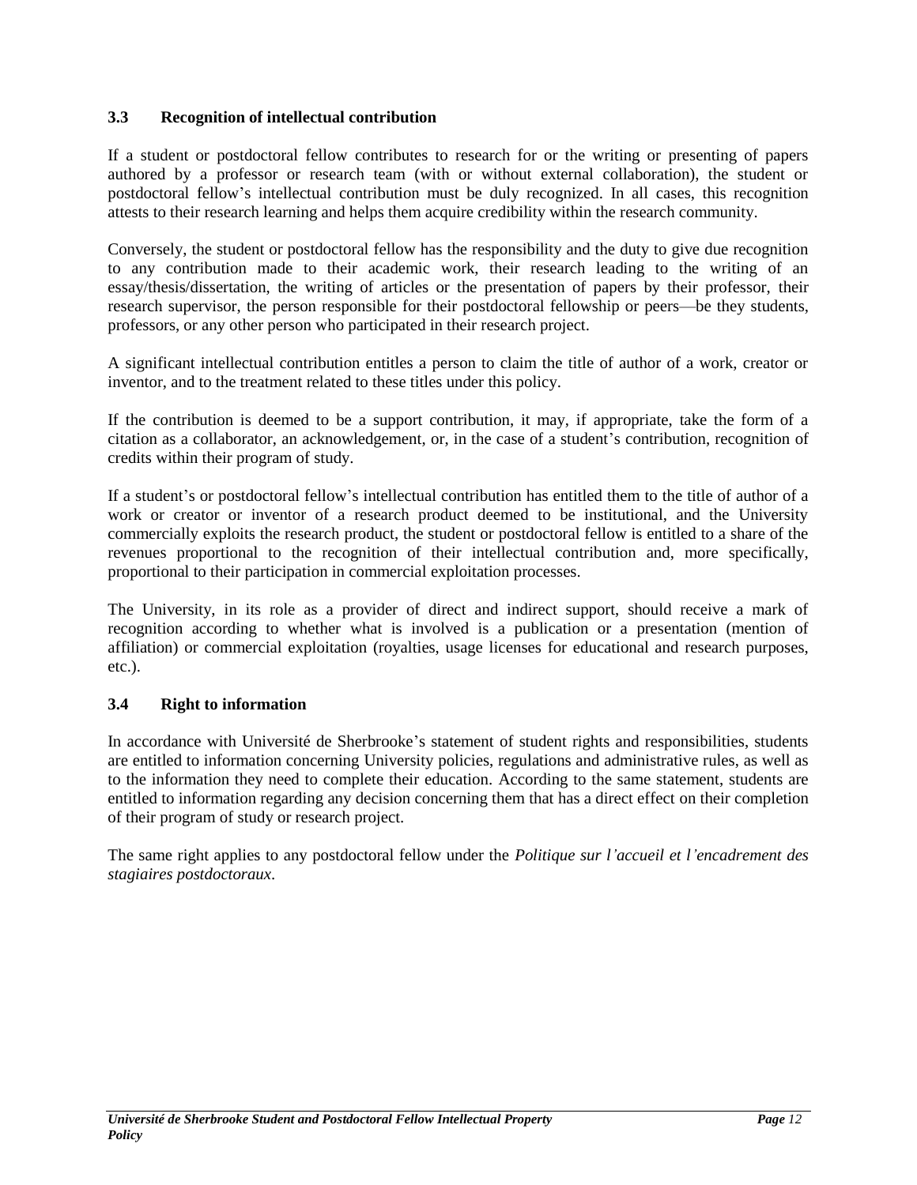### 3.3 Recognition of intellectual contribution

If a student or postdoctoral fellow contributes to research for or the writing or presenting of papers authored by a professor or research team (with or without external collaboration), the student or postdoctoral fellow's intellectual contribution must be duly recognized. In all cases, this recognition attests to their research learning and helps them acquire credibility within the research community.

Conversely, the student or postdoctoral fellow has the responsibility and the duty to give due recognition to any contribution made to their academic work, their research leading to the writing of an essay/thesis/dissertation, the writing of articles or the presentation of papers by their professor, their research supervisor, the person responsible for their postdoctoral fellowship or peers—be they students, professors, or any other person who participated in their research project.

A significant intellectual contribution entitles a person to claim the title of author of a work, creator or inventor, and to the treatment related to these titles under this policy.

If the contribution is deemed to be a support contribution, it may, if appropriate, take the form of a citation as a collaborator, an acknowledgement, or, in the case of a student's contribution, recognition of credits within their program of study.

If a student's or postdoctoral fellow's intellectual contribution has entitled them to the title of author of a work or creator or inventor of a research product deemed to be institutional, and the University commercially exploits the research product, the student or postdoctoral fellow is entitled to a share of the revenues proportional to the recognition of their intellectual contribution and, more specifically, proportional to their participation in commercial exploitation processes.

The University, in its role as a provider of direct and indirect support, should receive a mark of recognition according to whether what is involved is a publication or a presentation (mention of affiliation) or commercial exploitation (royalties, usage licenses for educational and research purposes, etc.).

### 3.4 Right to information

In accordance with Université de Sherbrooke's statement of student rights and responsibilities, students are entitled to information concerning University policies, regulations and administrative rules, as well as to the information they need to complete their education. According to the same statement, students are entitled to information regarding any decision concerning them that has a direct effect on their completion of their program of study or research project.

The same right applies to any postdoctoral fellow under the *Politique sur l'accueil et l'encadrement des stagiaires postdoctoraux*.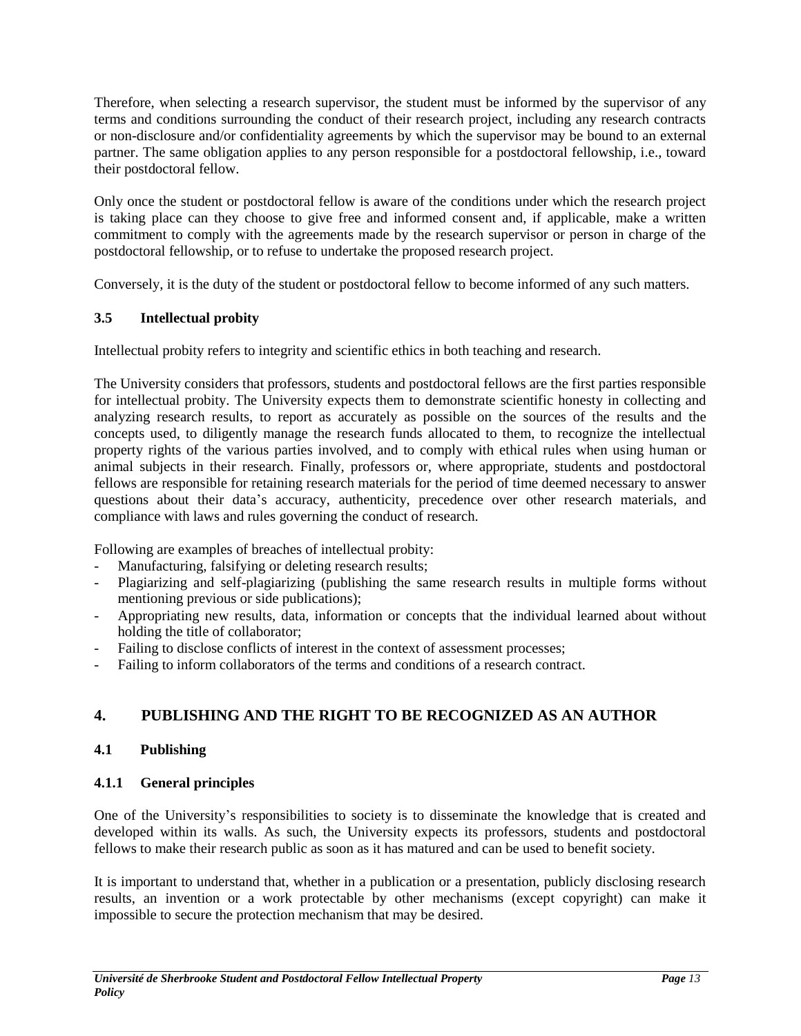Therefore, when selecting a research supervisor, the student must be informed by the supervisor of any terms and conditions surrounding the conduct of their research project, including any research contracts or non-disclosure and/or confidentiality agreements by which the supervisor may be bound to an external partner. The same obligation applies to any person responsible for a postdoctoral fellowship, i.e., toward their postdoctoral fellow.

Only once the student or postdoctoral fellow is aware of the conditions under which the research project is taking place can they choose to give free and informed consent and, if applicable, make a written commitment to comply with the agreements made by the research supervisor or person in charge of the postdoctoral fellowship, or to refuse to undertake the proposed research project.

Conversely, it is the duty of the student or postdoctoral fellow to become informed of any such matters.

### 3.5 Intellectual probity

Intellectual probity refers to integrity and scientific ethics in both teaching and research.

The University considers that professors, students and postdoctoral fellows are the first parties responsible for intellectual probity. The University expects them to demonstrate scientific honesty in collecting and analyzing research results, to report as accurately as possible on the sources of the results and the concepts used, to diligently manage the research funds allocated to them, to recognize the intellectual property rights of the various parties involved, and to comply with ethical rules when using human or animal subjects in their research. Finally, professors or, where appropriate, students and postdoctoral fellows are responsible for retaining research materials for the period of time deemed necessary to answer questions about their data's accuracy, authenticity, precedence over other research materials, and compliance with laws and rules governing the conduct of research.

Following are examples of breaches of intellectual probity:

- Manufacturing, falsifying or deleting research results;
- Plagiarizing and self-plagiarizing (publishing the same research results in multiple forms without mentioning previous or side publications);
- Appropriating new results, data, information or concepts that the individual learned about without holding the title of collaborator;
- Failing to disclose conflicts of interest in the context of assessment processes;
- Failing to inform collaborators of the terms and conditions of a research contract.

## 4. PUBLISHING AND THE RIGHT TO BE RECOGNIZED AS AN AUTHOR

### 4.1 Publishing

#### 4.1.1 General principles

One of the University's responsibilities to society is to disseminate the knowledge that is created and developed within its walls. As such, the University expects its professors, students and postdoctoral fellows to make their research public as soon as it has matured and can be used to benefit society.

It is important to understand that, whether in a publication or a presentation, publicly disclosing research results, an invention or a work protectable by other mechanisms (except copyright) can make it impossible to secure the protection mechanism that may be desired.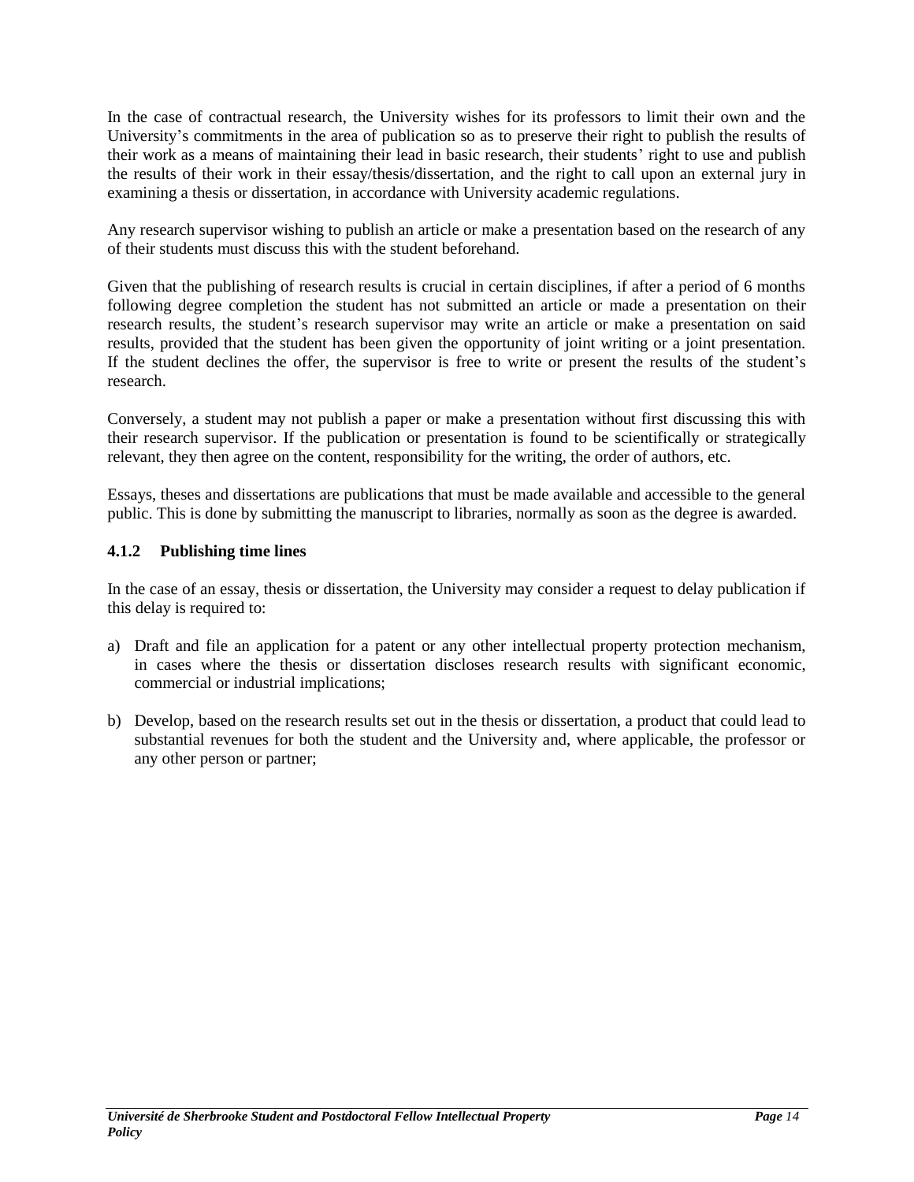In the case of contractual research, the University wishes for its professors to limit their own and the University's commitments in the area of publication so as to preserve their right to publish the results of their work as a means of maintaining their lead in basic research, their students' right to use and publish the results of their work in their essay/thesis/dissertation, and the right to call upon an external jury in examining a thesis or dissertation, in accordance with University academic regulations.

Any research supervisor wishing to publish an article or make a presentation based on the research of any of their students must discuss this with the student beforehand.

Given that the publishing of research results is crucial in certain disciplines, if after a period of 6 months following degree completion the student has not submitted an article or made a presentation on their research results, the student's research supervisor may write an article or make a presentation on said results, provided that the student has been given the opportunity of joint writing or a joint presentation. If the student declines the offer, the supervisor is free to write or present the results of the student's research.

Conversely, a student may not publish a paper or make a presentation without first discussing this with their research supervisor. If the publication or presentation is found to be scientifically or strategically relevant, they then agree on the content, responsibility for the writing, the order of authors, etc.

Essays, theses and dissertations are publications that must be made available and accessible to the general public. This is done by submitting the manuscript to libraries, normally as soon as the degree is awarded.

#### 4.1.2 Publishing time lines

In the case of an essay, thesis or dissertation, the University may consider a request to delay publication if this delay is required to:

a) Draft and file an application for a patent or any other intellectual property protection mechanism, in cases where the thesis or dissertation discloses research results with significant economic, commercial or industrial implications;

b) Develop, based on the research results set out in the thesis or dissertation, a product that could lead to substantial revenues for both the student and the University and, where applicable, the professor or any other person or partner;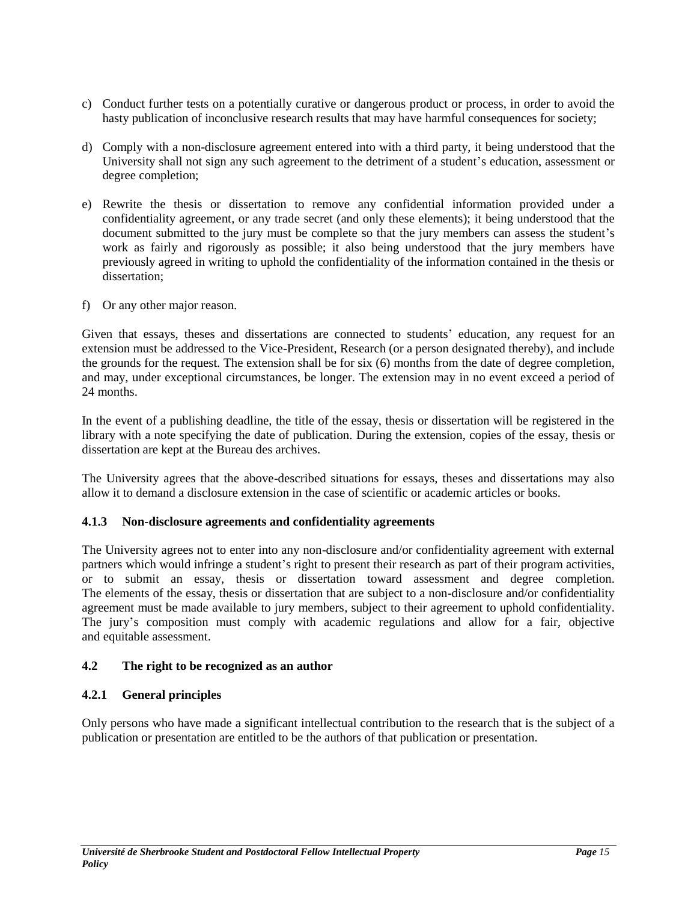c) Conduct further tests on a potentially curative or dangerous product or process, in order to avoid the hasty publication of inconclusive research results that may have harmful consequences for society;

d) Comply with a non-disclosure agreement entered into with a third party, it being understood that the University shall not sign any such agreement to the detriment of a student's education, assessment or degree completion;

e) Rewrite the thesis or dissertation to remove any confidential information provided under a confidentiality agreement, or any trade secret (and only these elements); it being understood that the document submitted to the jury must be complete so that the jury members can assess the student's work as fairly and rigorously as possible; it also being understood that the jury members have previously agreed in writing to uphold the confidentiality of the information contained in the thesis or dissertation;

f) Or any other major reason.

Given that essays, theses and dissertations are connected to students' education, any request for an extension must be addressed to the Vice-President, Research (or a person designated thereby), and include the grounds for the request. The extension shall be for six (6) months from the date of degree completion, and may, under exceptional circumstances, be longer. The extension may in no event exceed a period of 24 months.

In the event of a publishing deadline, the title of the essay, thesis or dissertation will be registered in the library with a note specifying the date of publication. During the extension, copies of the essay, thesis or dissertation are kept at the Bureau des archives.

The University agrees that the above-described situations for essays, theses and dissertations may also allow it to demand a disclosure extension in the case of scientific or academic articles or books.

#### 4.1.3 Non-disclosure agreements and confidentiality agreements

The University agrees not to enter into any non-disclosure and/or confidentiality agreement with external partners which would infringe a student's right to present their research as part of their program activities, or to submit an essay, thesis or dissertation toward assessment and degree completion. The elements of the essay, thesis or dissertation that are subject to a non-disclosure and/or confidentiality agreement must be made available to jury members, subject to their agreement to uphold confidentiality. The jury's composition must comply with academic regulations and allow for a fair, objective and equitable assessment.

### 4.2 The right to be recognized as an author

#### 4.2.1 General principles

Only persons who have made a significant intellectual contribution to the research that is the subject of a publication or presentation are entitled to be the authors of that publication or presentation.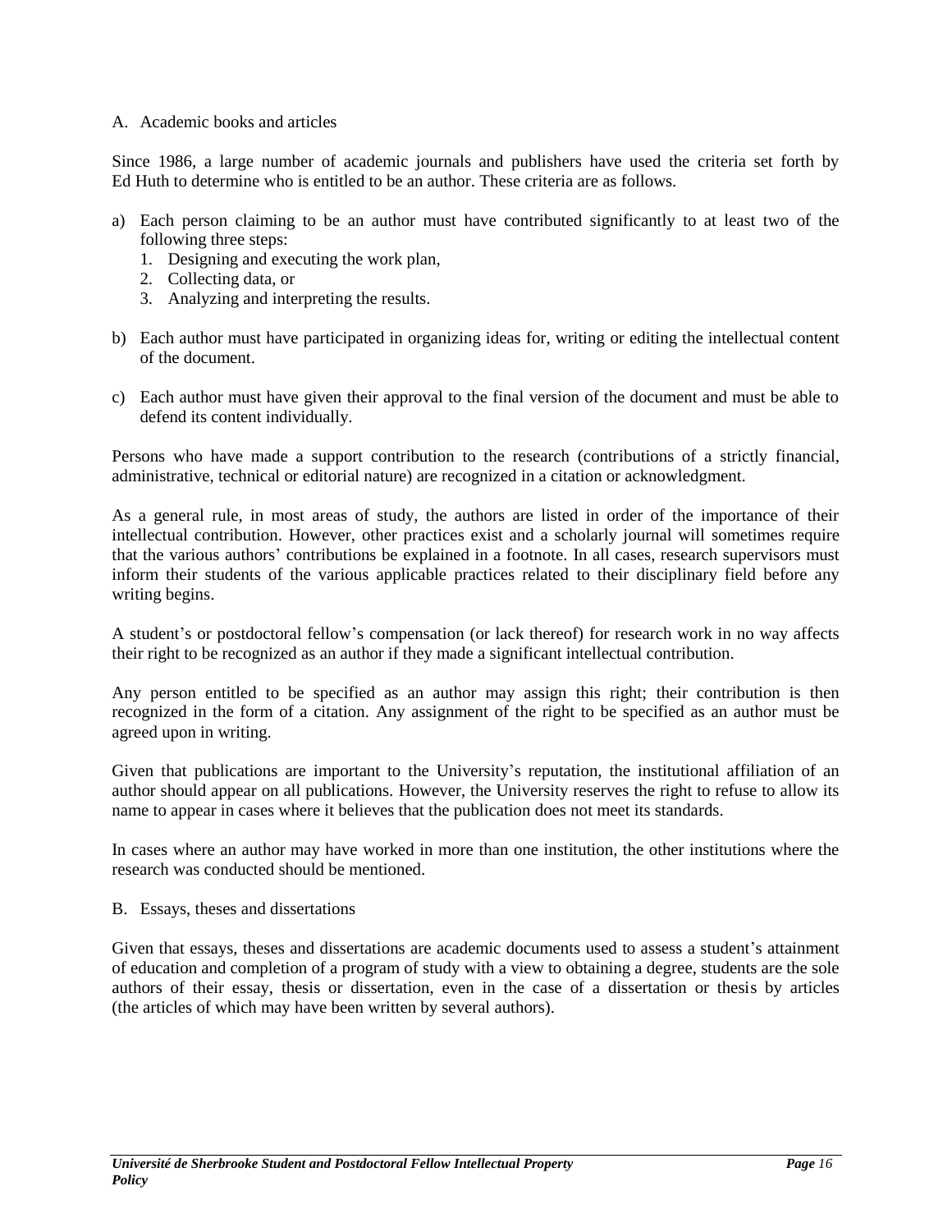A. Academic books and articles

Since 1986, a large number of academic journals and publishers have used the criteria set forth by Ed Huth to determine who is entitled to be an author. These criteria are as follows.

a) Each person claiming to be an author must have contributed significantly to at least two of the following three steps:
   1. Designing and executing the work plan,
   2. Collecting data, or
   3. Analyzing and interpreting the results.

b) Each author must have participated in organizing ideas for, writing or editing the intellectual content of the document.

c) Each author must have given their approval to the final version of the document and must be able to defend its content individually.

Persons who have made a support contribution to the research (contributions of a strictly financial, administrative, technical or editorial nature) are recognized in a citation or acknowledgment.

As a general rule, in most areas of study, the authors are listed in order of the importance of their intellectual contribution. However, other practices exist and a scholarly journal will sometimes require that the various authors' contributions be explained in a footnote. In all cases, research supervisors must inform their students of the various applicable practices related to their disciplinary field before any writing begins.

A student's or postdoctoral fellow's compensation (or lack thereof) for research work in no way affects their right to be recognized as an author if they made a significant intellectual contribution.

Any person entitled to be specified as an author may assign this right; their contribution is then recognized in the form of a citation. Any assignment of the right to be specified as an author must be agreed upon in writing.

Given that publications are important to the University's reputation, the institutional affiliation of an author should appear on all publications. However, the University reserves the right to refuse to allow its name to appear in cases where it believes that the publication does not meet its standards.

In cases where an author may have worked in more than one institution, the other institutions where the research was conducted should be mentioned.

B. Essays, theses and dissertations

Given that essays, theses and dissertations are academic documents used to assess a student's attainment of education and completion of a program of study with a view to obtaining a degree, students are the sole authors of their essay, thesis or dissertation, even in the case of a dissertation or thesis by articles (the articles of which may have been written by several authors).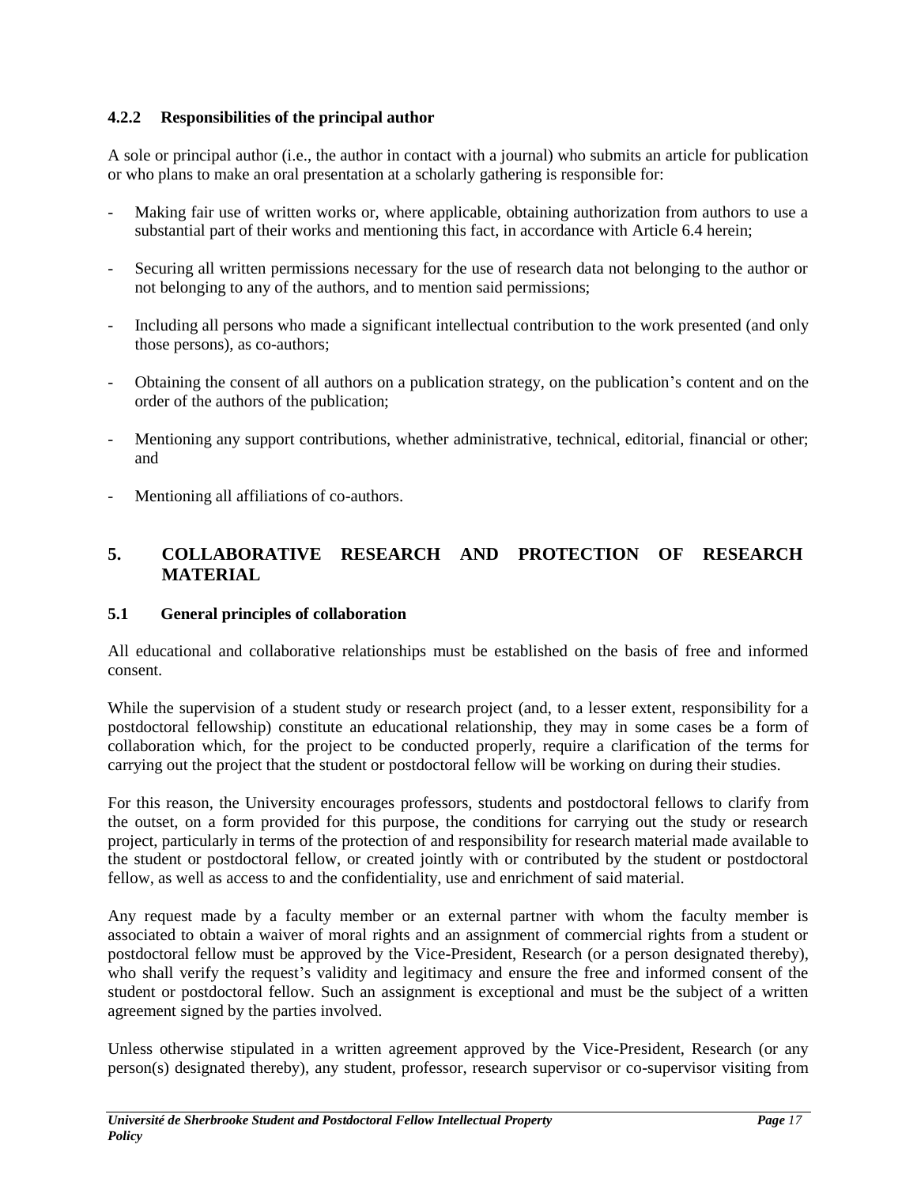#### 4.2.2 Responsibilities of the principal author

A sole or principal author (i.e., the author in contact with a journal) who submits an article for publication or who plans to make an oral presentation at a scholarly gathering is responsible for:

- Making fair use of written works or, where applicable, obtaining authorization from authors to use a substantial part of their works and mentioning this fact, in accordance with Article 6.4 herein;
- Securing all written permissions necessary for the use of research data not belonging to the author or not belonging to any of the authors, and to mention said permissions;
- Including all persons who made a significant intellectual contribution to the work presented (and only those persons), as co-authors;
- Obtaining the consent of all authors on a publication strategy, on the publication's content and on the order of the authors of the publication;
- Mentioning any support contributions, whether administrative, technical, editorial, financial or other; and
- Mentioning all affiliations of co-authors.

## 5. COLLABORATIVE RESEARCH AND PROTECTION OF RESEARCH MATERIAL

### 5.1 General principles of collaboration

All educational and collaborative relationships must be established on the basis of free and informed consent.

While the supervision of a student study or research project (and, to a lesser extent, responsibility for a postdoctoral fellowship) constitute an educational relationship, they may in some cases be a form of collaboration which, for the project to be conducted properly, require a clarification of the terms for carrying out the project that the student or postdoctoral fellow will be working on during their studies.

For this reason, the University encourages professors, students and postdoctoral fellows to clarify from the outset, on a form provided for this purpose, the conditions for carrying out the study or research project, particularly in terms of the protection of and responsibility for research material made available to the student or postdoctoral fellow, or created jointly with or contributed by the student or postdoctoral fellow, as well as access to and the confidentiality, use and enrichment of said material.

Any request made by a faculty member or an external partner with whom the faculty member is associated to obtain a waiver of moral rights and an assignment of commercial rights from a student or postdoctoral fellow must be approved by the Vice-President, Research (or a person designated thereby), who shall verify the request's validity and legitimacy and ensure the free and informed consent of the student or postdoctoral fellow. Such an assignment is exceptional and must be the subject of a written agreement signed by the parties involved.

Unless otherwise stipulated in a written agreement approved by the Vice-President, Research (or any person(s) designated thereby), any student, professor, research supervisor or co-supervisor visiting from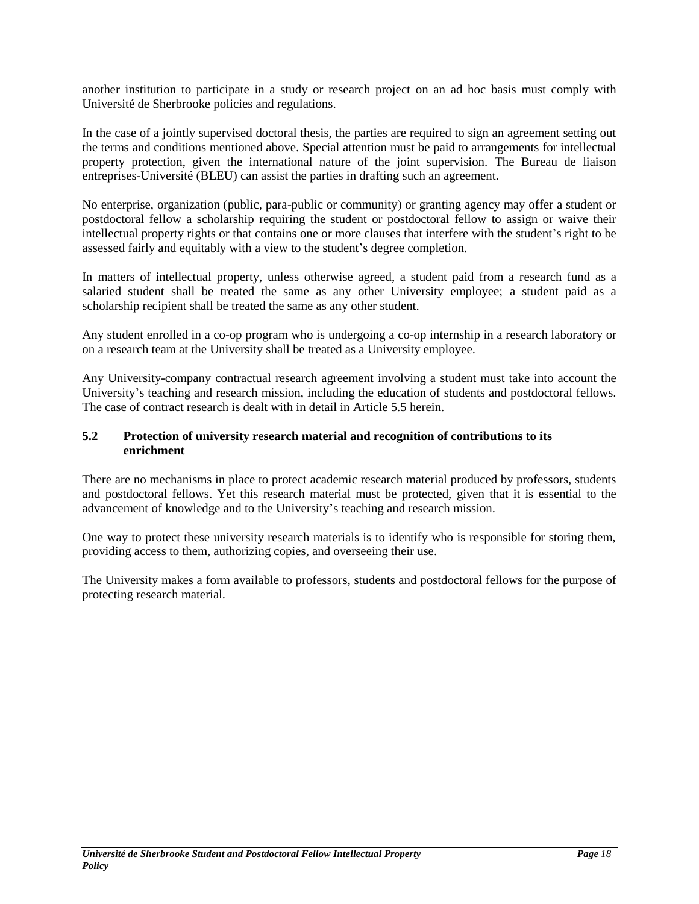another institution to participate in a study or research project on an ad hoc basis must comply with Université de Sherbrooke policies and regulations.

In the case of a jointly supervised doctoral thesis, the parties are required to sign an agreement setting out the terms and conditions mentioned above. Special attention must be paid to arrangements for intellectual property protection, given the international nature of the joint supervision. The Bureau de liaison entreprises-Université (BLEU) can assist the parties in drafting such an agreement.

No enterprise, organization (public, para-public or community) or granting agency may offer a student or postdoctoral fellow a scholarship requiring the student or postdoctoral fellow to assign or waive their intellectual property rights or that contains one or more clauses that interfere with the student's right to be assessed fairly and equitably with a view to the student's degree completion.

In matters of intellectual property, unless otherwise agreed, a student paid from a research fund as a salaried student shall be treated the same as any other University employee; a student paid as a scholarship recipient shall be treated the same as any other student.

Any student enrolled in a co-op program who is undergoing a co-op internship in a research laboratory or on a research team at the University shall be treated as a University employee.

Any University-company contractual research agreement involving a student must take into account the University's teaching and research mission, including the education of students and postdoctoral fellows. The case of contract research is dealt with in detail in Article 5.5 herein.

### 5.2 Protection of university research material and recognition of contributions to its enrichment

There are no mechanisms in place to protect academic research material produced by professors, students and postdoctoral fellows. Yet this research material must be protected, given that it is essential to the advancement of knowledge and to the University's teaching and research mission.

One way to protect these university research materials is to identify who is responsible for storing them, providing access to them, authorizing copies, and overseeing their use.

The University makes a form available to professors, students and postdoctoral fellows for the purpose of protecting research material.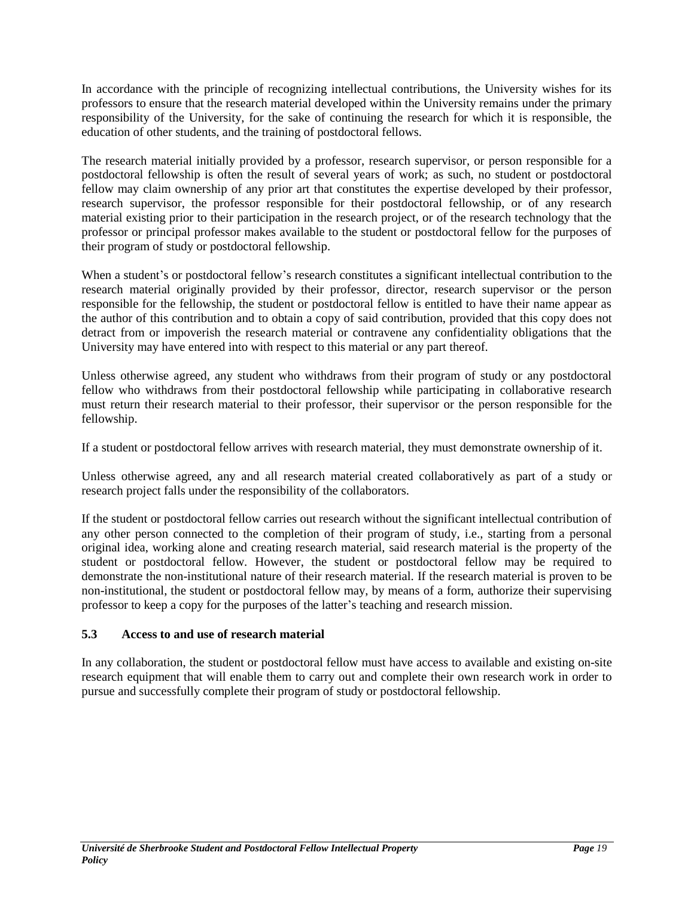In accordance with the principle of recognizing intellectual contributions, the University wishes for its professors to ensure that the research material developed within the University remains under the primary responsibility of the University, for the sake of continuing the research for which it is responsible, the education of other students, and the training of postdoctoral fellows.

The research material initially provided by a professor, research supervisor, or person responsible for a postdoctoral fellowship is often the result of several years of work; as such, no student or postdoctoral fellow may claim ownership of any prior art that constitutes the expertise developed by their professor, research supervisor, the professor responsible for their postdoctoral fellowship, or of any research material existing prior to their participation in the research project, or of the research technology that the professor or principal professor makes available to the student or postdoctoral fellow for the purposes of their program of study or postdoctoral fellowship.

When a student's or postdoctoral fellow's research constitutes a significant intellectual contribution to the research material originally provided by their professor, director, research supervisor or the person responsible for the fellowship, the student or postdoctoral fellow is entitled to have their name appear as the author of this contribution and to obtain a copy of said contribution, provided that this copy does not detract from or impoverish the research material or contravene any confidentiality obligations that the University may have entered into with respect to this material or any part thereof.

Unless otherwise agreed, any student who withdraws from their program of study or any postdoctoral fellow who withdraws from their postdoctoral fellowship while participating in collaborative research must return their research material to their professor, their supervisor or the person responsible for the fellowship.

If a student or postdoctoral fellow arrives with research material, they must demonstrate ownership of it.

Unless otherwise agreed, any and all research material created collaboratively as part of a study or research project falls under the responsibility of the collaborators.

If the student or postdoctoral fellow carries out research without the significant intellectual contribution of any other person connected to the completion of their program of study, i.e., starting from a personal original idea, working alone and creating research material, said research material is the property of the student or postdoctoral fellow. However, the student or postdoctoral fellow may be required to demonstrate the non-institutional nature of their research material. If the research material is proven to be non-institutional, the student or postdoctoral fellow may, by means of a form, authorize their supervising professor to keep a copy for the purposes of the latter's teaching and research mission.

### 5.3 Access to and use of research material

In any collaboration, the student or postdoctoral fellow must have access to available and existing on-site research equipment that will enable them to carry out and complete their own research work in order to pursue and successfully complete their program of study or postdoctoral fellowship.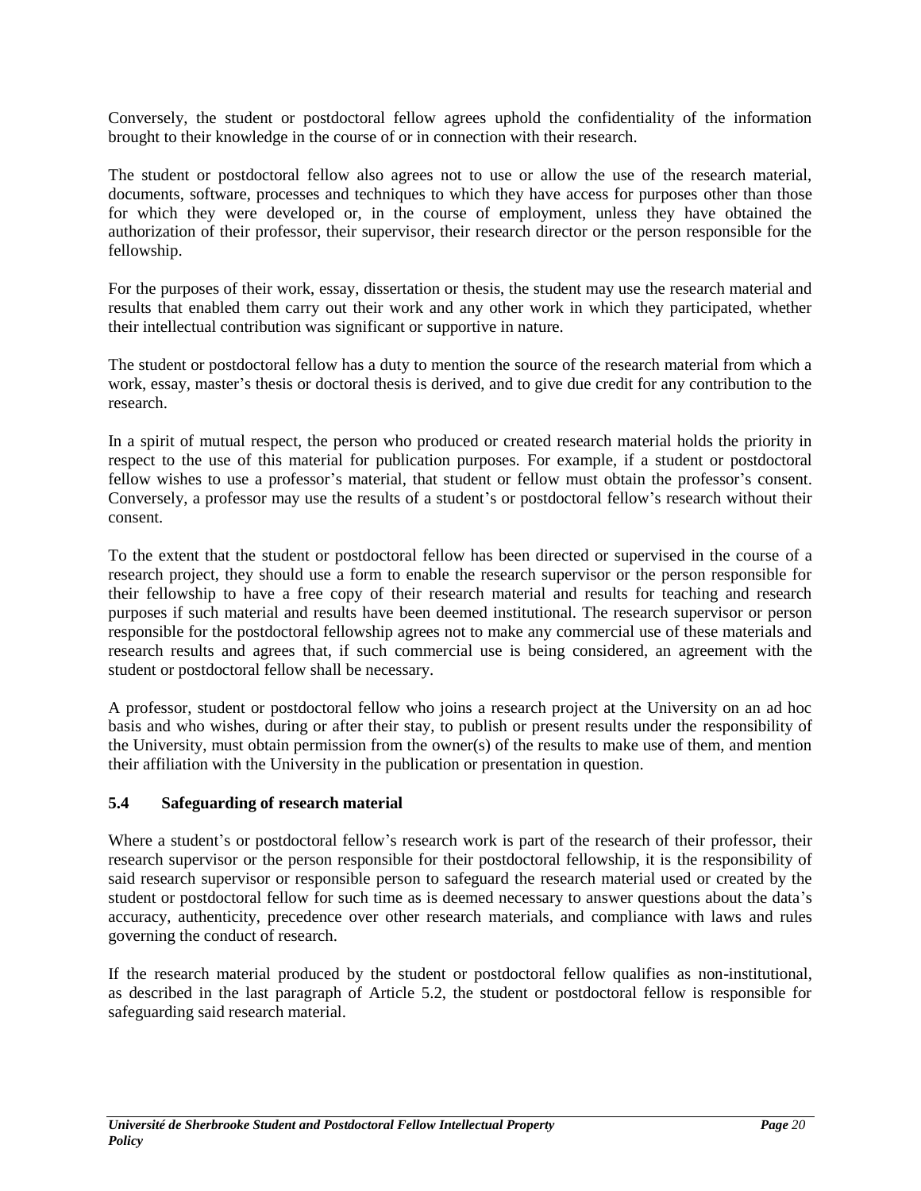Conversely, the student or postdoctoral fellow agrees uphold the confidentiality of the information brought to their knowledge in the course of or in connection with their research.

The student or postdoctoral fellow also agrees not to use or allow the use of the research material, documents, software, processes and techniques to which they have access for purposes other than those for which they were developed or, in the course of employment, unless they have obtained the authorization of their professor, their supervisor, their research director or the person responsible for the fellowship.

For the purposes of their work, essay, dissertation or thesis, the student may use the research material and results that enabled them carry out their work and any other work in which they participated, whether their intellectual contribution was significant or supportive in nature.

The student or postdoctoral fellow has a duty to mention the source of the research material from which a work, essay, master's thesis or doctoral thesis is derived, and to give due credit for any contribution to the research.

In a spirit of mutual respect, the person who produced or created research material holds the priority in respect to the use of this material for publication purposes. For example, if a student or postdoctoral fellow wishes to use a professor's material, that student or fellow must obtain the professor's consent. Conversely, a professor may use the results of a student's or postdoctoral fellow's research without their consent.

To the extent that the student or postdoctoral fellow has been directed or supervised in the course of a research project, they should use a form to enable the research supervisor or the person responsible for their fellowship to have a free copy of their research material and results for teaching and research purposes if such material and results have been deemed institutional. The research supervisor or person responsible for the postdoctoral fellowship agrees not to make any commercial use of these materials and research results and agrees that, if such commercial use is being considered, an agreement with the student or postdoctoral fellow shall be necessary.

A professor, student or postdoctoral fellow who joins a research project at the University on an ad hoc basis and who wishes, during or after their stay, to publish or present results under the responsibility of the University, must obtain permission from the owner(s) of the results to make use of them, and mention their affiliation with the University in the publication or presentation in question.

### 5.4 Safeguarding of research material

Where a student's or postdoctoral fellow's research work is part of the research of their professor, their research supervisor or the person responsible for their postdoctoral fellowship, it is the responsibility of said research supervisor or responsible person to safeguard the research material used or created by the student or postdoctoral fellow for such time as is deemed necessary to answer questions about the data's accuracy, authenticity, precedence over other research materials, and compliance with laws and rules governing the conduct of research.

If the research material produced by the student or postdoctoral fellow qualifies as non-institutional, as described in the last paragraph of Article 5.2, the student or postdoctoral fellow is responsible for safeguarding said research material.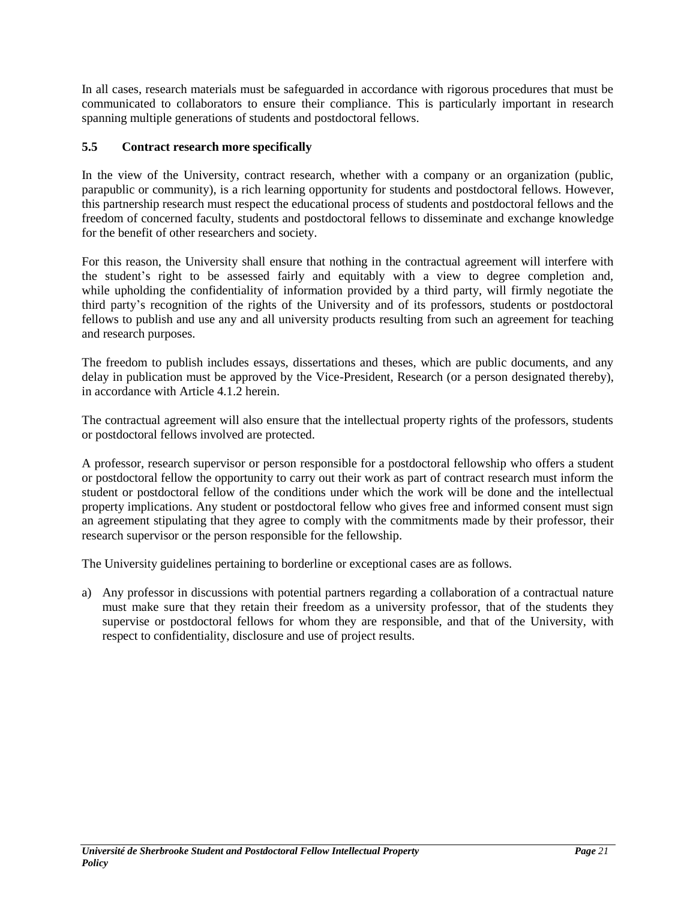In all cases, research materials must be safeguarded in accordance with rigorous procedures that must be communicated to collaborators to ensure their compliance. This is particularly important in research spanning multiple generations of students and postdoctoral fellows.

### 5.5 Contract research more specifically

In the view of the University, contract research, whether with a company or an organization (public, parapublic or community), is a rich learning opportunity for students and postdoctoral fellows. However, this partnership research must respect the educational process of students and postdoctoral fellows and the freedom of concerned faculty, students and postdoctoral fellows to disseminate and exchange knowledge for the benefit of other researchers and society.

For this reason, the University shall ensure that nothing in the contractual agreement will interfere with the student's right to be assessed fairly and equitably with a view to degree completion and, while upholding the confidentiality of information provided by a third party, will firmly negotiate the third party's recognition of the rights of the University and of its professors, students or postdoctoral fellows to publish and use any and all university products resulting from such an agreement for teaching and research purposes.

The freedom to publish includes essays, dissertations and theses, which are public documents, and any delay in publication must be approved by the Vice-President, Research (or a person designated thereby), in accordance with Article 4.1.2 herein.

The contractual agreement will also ensure that the intellectual property rights of the professors, students or postdoctoral fellows involved are protected.

A professor, research supervisor or person responsible for a postdoctoral fellowship who offers a student or postdoctoral fellow the opportunity to carry out their work as part of contract research must inform the student or postdoctoral fellow of the conditions under which the work will be done and the intellectual property implications. Any student or postdoctoral fellow who gives free and informed consent must sign an agreement stipulating that they agree to comply with the commitments made by their professor, their research supervisor or the person responsible for the fellowship.

The University guidelines pertaining to borderline or exceptional cases are as follows.

a) Any professor in discussions with potential partners regarding a collaboration of a contractual nature must make sure that they retain their freedom as a university professor, that of the students they supervise or postdoctoral fellows for whom they are responsible, and that of the University, with respect to confidentiality, disclosure and use of project results.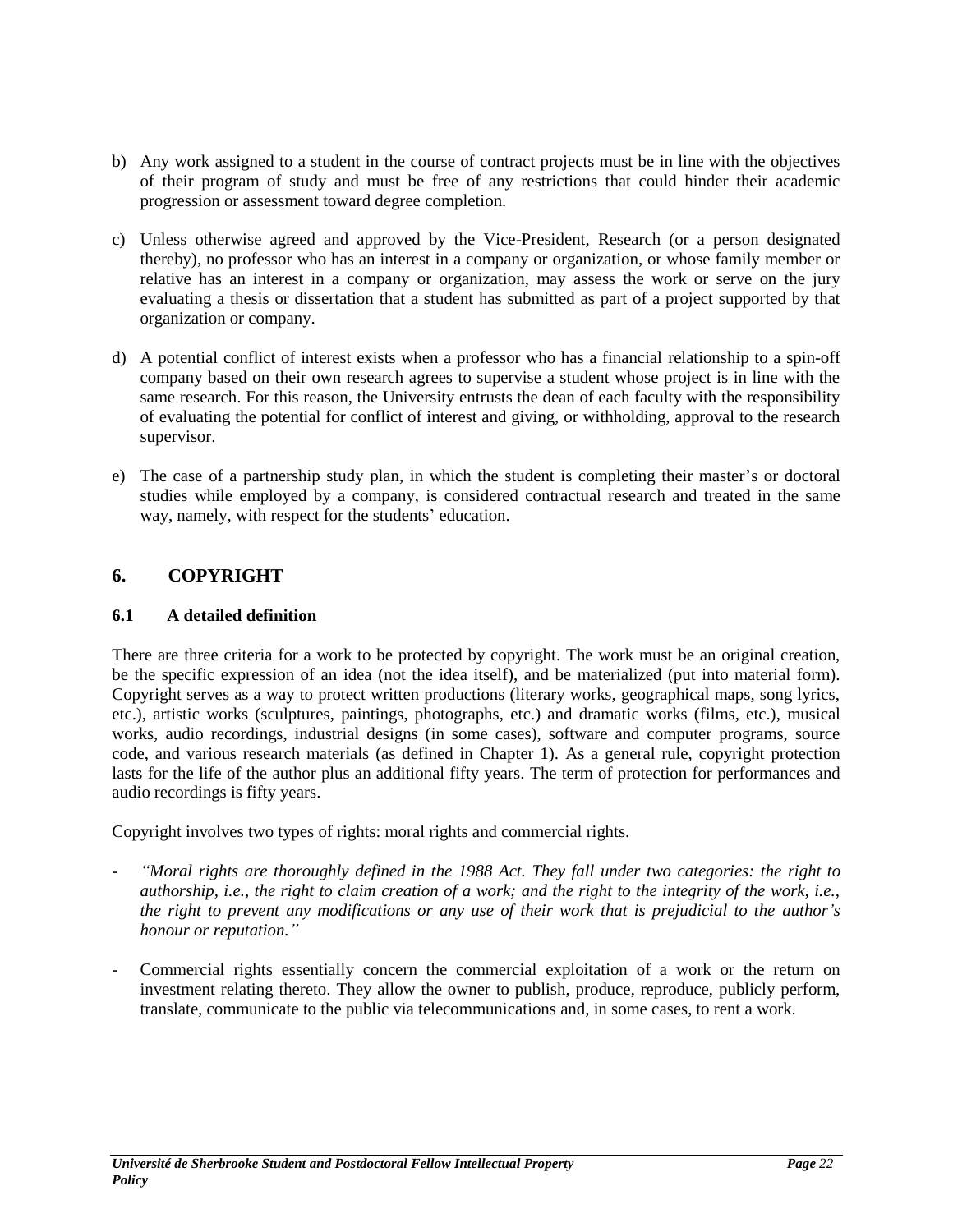b) Any work assigned to a student in the course of contract projects must be in line with the objectives of their program of study and must be free of any restrictions that could hinder their academic progression or assessment toward degree completion.

c) Unless otherwise agreed and approved by the Vice-President, Research (or a person designated thereby), no professor who has an interest in a company or organization, or whose family member or relative has an interest in a company or organization, may assess the work or serve on the jury evaluating a thesis or dissertation that a student has submitted as part of a project supported by that organization or company.

d) A potential conflict of interest exists when a professor who has a financial relationship to a spin-off company based on their own research agrees to supervise a student whose project is in line with the same research. For this reason, the University entrusts the dean of each faculty with the responsibility of evaluating the potential for conflict of interest and giving, or withholding, approval to the research supervisor.

e) The case of a partnership study plan, in which the student is completing their master's or doctoral studies while employed by a company, is considered contractual research and treated in the same way, namely, with respect for the students' education.

## 6. COPYRIGHT

### 6.1 A detailed definition

There are three criteria for a work to be protected by copyright. The work must be an original creation, be the specific expression of an idea (not the idea itself), and be materialized (put into material form). Copyright serves as a way to protect written productions (literary works, geographical maps, song lyrics, etc.), artistic works (sculptures, paintings, photographs, etc.) and dramatic works (films, etc.), musical works, audio recordings, industrial designs (in some cases), software and computer programs, source code, and various research materials (as defined in Chapter 1). As a general rule, copyright protection lasts for the life of the author plus an additional fifty years. The term of protection for performances and audio recordings is fifty years.

Copyright involves two types of rights: moral rights and commercial rights.

- *"Moral rights are thoroughly defined in the 1988 Act. They fall under two categories: the right to authorship, i.e., the right to claim creation of a work; and the right to the integrity of the work, i.e., the right to prevent any modifications or any use of their work that is prejudicial to the author's honour or reputation."*
- Commercial rights essentially concern the commercial exploitation of a work or the return on investment relating thereto. They allow the owner to publish, produce, reproduce, publicly perform, translate, communicate to the public via telecommunications and, in some cases, to rent a work.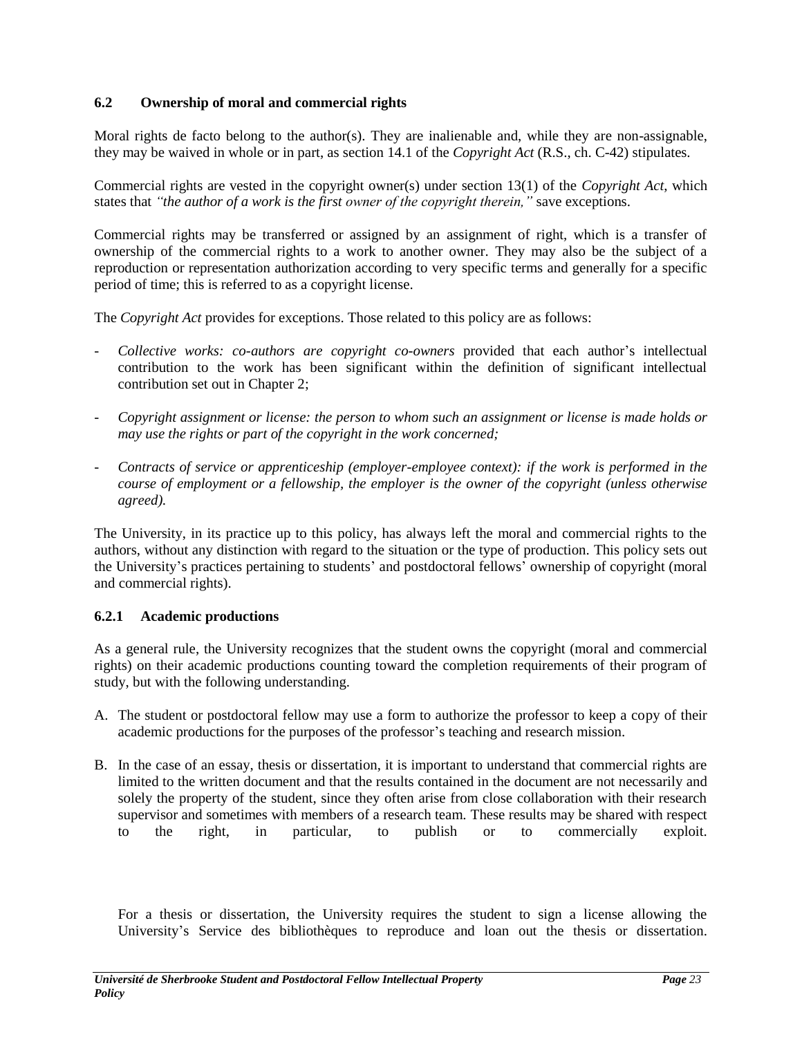### 6.2 Ownership of moral and commercial rights

Moral rights de facto belong to the author(s). They are inalienable and, while they are non-assignable, they may be waived in whole or in part, as section 14.1 of the *Copyright Act* (R.S., ch. C-42) stipulates.

Commercial rights are vested in the copyright owner(s) under section 13(1) of the *Copyright Act*, which states that *"the author of a work is the first owner of the copyright therein,"* save exceptions.

Commercial rights may be transferred or assigned by an assignment of right, which is a transfer of ownership of the commercial rights to a work to another owner. They may also be the subject of a reproduction or representation authorization according to very specific terms and generally for a specific period of time; this is referred to as a copyright license.

The *Copyright Act* provides for exceptions. Those related to this policy are as follows:

- *Collective works: co-authors are copyright co-owners* provided that each author's intellectual contribution to the work has been significant within the definition of significant intellectual contribution set out in Chapter 2;

- *Copyright assignment or license: the person to whom such an assignment or license is made holds or may use the rights or part of the copyright in the work concerned;*

- *Contracts of service or apprenticeship (employer-employee context): if the work is performed in the course of employment or a fellowship, the employer is the owner of the copyright (unless otherwise agreed).*

The University, in its practice up to this policy, has always left the moral and commercial rights to the authors, without any distinction with regard to the situation or the type of production. This policy sets out the University's practices pertaining to students' and postdoctoral fellows' ownership of copyright (moral and commercial rights).

#### 6.2.1 Academic productions

As a general rule, the University recognizes that the student owns the copyright (moral and commercial rights) on their academic productions counting toward the completion requirements of their program of study, but with the following understanding.

A. The student or postdoctoral fellow may use a form to authorize the professor to keep a copy of their academic productions for the purposes of the professor's teaching and research mission.

B. In the case of an essay, thesis or dissertation, it is important to understand that commercial rights are limited to the written document and that the results contained in the document are not necessarily and solely the property of the student, since they often arise from close collaboration with their research supervisor and sometimes with members of a research team. These results may be shared with respect to the right, in particular, to publish or to commercially exploit.

   For a thesis or dissertation, the University requires the student to sign a license allowing the University's Service des bibliothèques to reproduce and loan out the thesis or dissertation.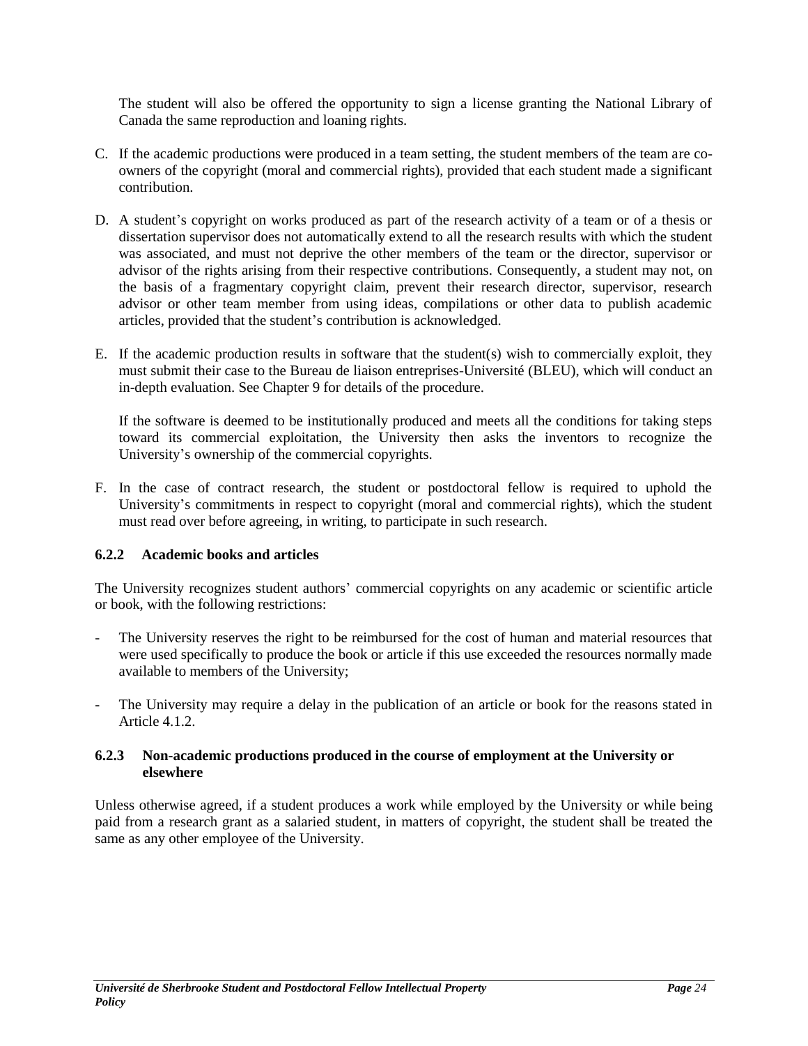The student will also be offered the opportunity to sign a license granting the National Library of Canada the same reproduction and loaning rights.

C. If the academic productions were produced in a team setting, the student members of the team are co-owners of the copyright (moral and commercial rights), provided that each student made a significant contribution.

D. A student's copyright on works produced as part of the research activity of a team or of a thesis or dissertation supervisor does not automatically extend to all the research results with which the student was associated, and must not deprive the other members of the team or the director, supervisor or advisor of the rights arising from their respective contributions. Consequently, a student may not, on the basis of a fragmentary copyright claim, prevent their research director, supervisor, research advisor or other team member from using ideas, compilations or other data to publish academic articles, provided that the student's contribution is acknowledged.

E. If the academic production results in software that the student(s) wish to commercially exploit, they must submit their case to the Bureau de liaison entreprises-Université (BLEU), which will conduct an in-depth evaluation. See Chapter 9 for details of the procedure.

   If the software is deemed to be institutionally produced and meets all the conditions for taking steps toward its commercial exploitation, the University then asks the inventors to recognize the University's ownership of the commercial copyrights.

F. In the case of contract research, the student or postdoctoral fellow is required to uphold the University's commitments in respect to copyright (moral and commercial rights), which the student must read over before agreeing, in writing, to participate in such research.

### 6.2.2 Academic books and articles

The University recognizes student authors' commercial copyrights on any academic or scientific article or book, with the following restrictions:

- The University reserves the right to be reimbursed for the cost of human and material resources that were used specifically to produce the book or article if this use exceeded the resources normally made available to members of the University;

- The University may require a delay in the publication of an article or book for the reasons stated in Article 4.1.2.

### 6.2.3 Non-academic productions produced in the course of employment at the University or elsewhere

Unless otherwise agreed, if a student produces a work while employed by the University or while being paid from a research grant as a salaried student, in matters of copyright, the student shall be treated the same as any other employee of the University.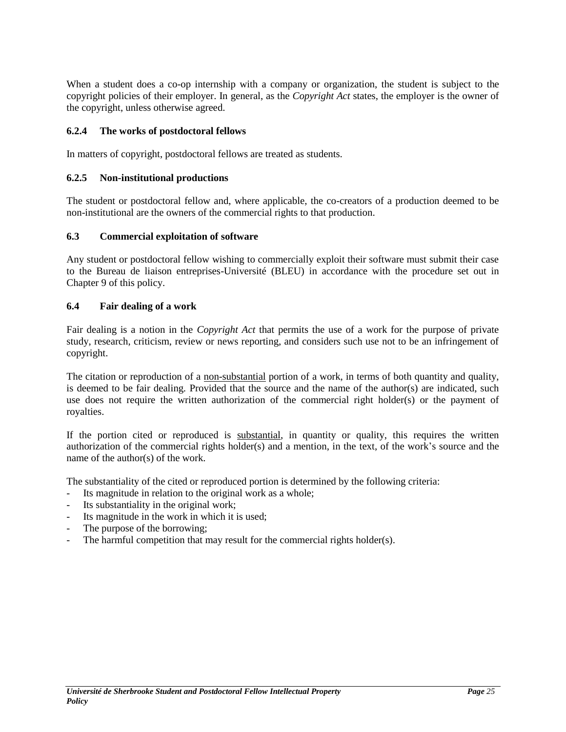When a student does a co-op internship with a company or organization, the student is subject to the copyright policies of their employer. In general, as the *Copyright Act* states, the employer is the owner of the copyright, unless otherwise agreed.

### 6.2.4 The works of postdoctoral fellows

In matters of copyright, postdoctoral fellows are treated as students.

### 6.2.5 Non-institutional productions

The student or postdoctoral fellow and, where applicable, the co-creators of a production deemed to be non-institutional are the owners of the commercial rights to that production.

## 6.3 Commercial exploitation of software

Any student or postdoctoral fellow wishing to commercially exploit their software must submit their case to the Bureau de liaison entreprises-Université (BLEU) in accordance with the procedure set out in Chapter 9 of this policy.

## 6.4 Fair dealing of a work

Fair dealing is a notion in the *Copyright Act* that permits the use of a work for the purpose of private study, research, criticism, review or news reporting, and considers such use not to be an infringement of copyright.

The citation or reproduction of a <u>non-substantial</u> portion of a work, in terms of both quantity and quality, is deemed to be fair dealing. Provided that the source and the name of the author(s) are indicated, such use does not require the written authorization of the commercial right holder(s) or the payment of royalties.

If the portion cited or reproduced is <u>substantial</u>, in quantity or quality, this requires the written authorization of the commercial rights holder(s) and a mention, in the text, of the work's source and the name of the author(s) of the work.

The substantiality of the cited or reproduced portion is determined by the following criteria:

- Its magnitude in relation to the original work as a whole;
- Its substantiality in the original work;
- Its magnitude in the work in which it is used;
- The purpose of the borrowing;
- The harmful competition that may result for the commercial rights holder(s).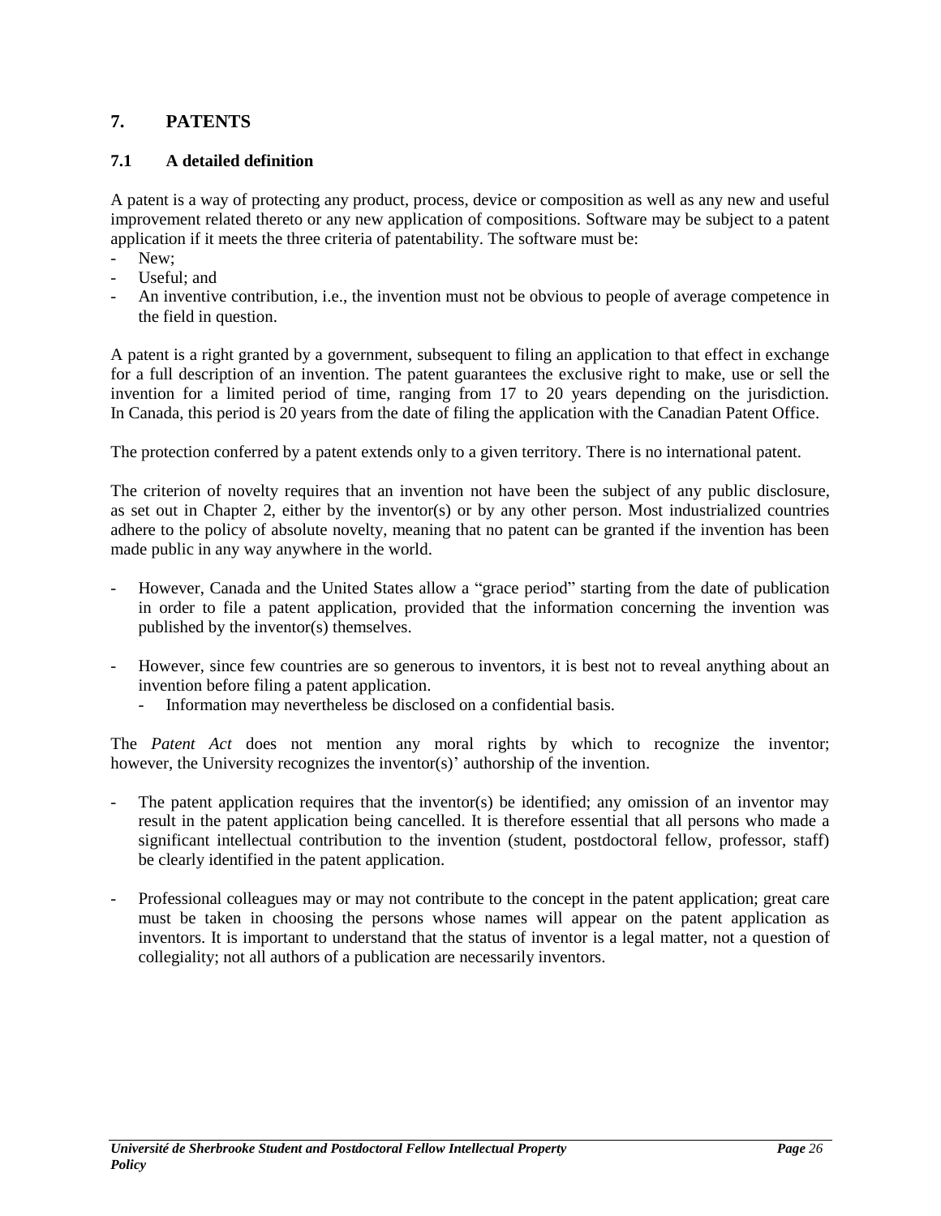## 7. PATENTS

### 7.1 A detailed definition

A patent is a way of protecting any product, process, device or composition as well as any new and useful improvement related thereto or any new application of compositions. Software may be subject to a patent application if it meets the three criteria of patentability. The software must be:

- New;
- Useful; and
- An inventive contribution, i.e., the invention must not be obvious to people of average competence in the field in question.

A patent is a right granted by a government, subsequent to filing an application to that effect in exchange for a full description of an invention. The patent guarantees the exclusive right to make, use or sell the invention for a limited period of time, ranging from 17 to 20 years depending on the jurisdiction. In Canada, this period is 20 years from the date of filing the application with the Canadian Patent Office.

The protection conferred by a patent extends only to a given territory. There is no international patent.

The criterion of novelty requires that an invention not have been the subject of any public disclosure, as set out in Chapter 2, either by the inventor(s) or by any other person. Most industrialized countries adhere to the policy of absolute novelty, meaning that no patent can be granted if the invention has been made public in any way anywhere in the world.

- However, Canada and the United States allow a "grace period" starting from the date of publication in order to file a patent application, provided that the information concerning the invention was published by the inventor(s) themselves.

- However, since few countries are so generous to inventors, it is best not to reveal anything about an invention before filing a patent application.
  - Information may nevertheless be disclosed on a confidential basis.

The *Patent Act* does not mention any moral rights by which to recognize the inventor; however, the University recognizes the inventor(s)' authorship of the invention.

- The patent application requires that the inventor(s) be identified; any omission of an inventor may result in the patent application being cancelled. It is therefore essential that all persons who made a significant intellectual contribution to the invention (student, postdoctoral fellow, professor, staff) be clearly identified in the patent application.

- Professional colleagues may or may not contribute to the concept in the patent application; great care must be taken in choosing the persons whose names will appear on the patent application as inventors. It is important to understand that the status of inventor is a legal matter, not a question of collegiality; not all authors of a publication are necessarily inventors.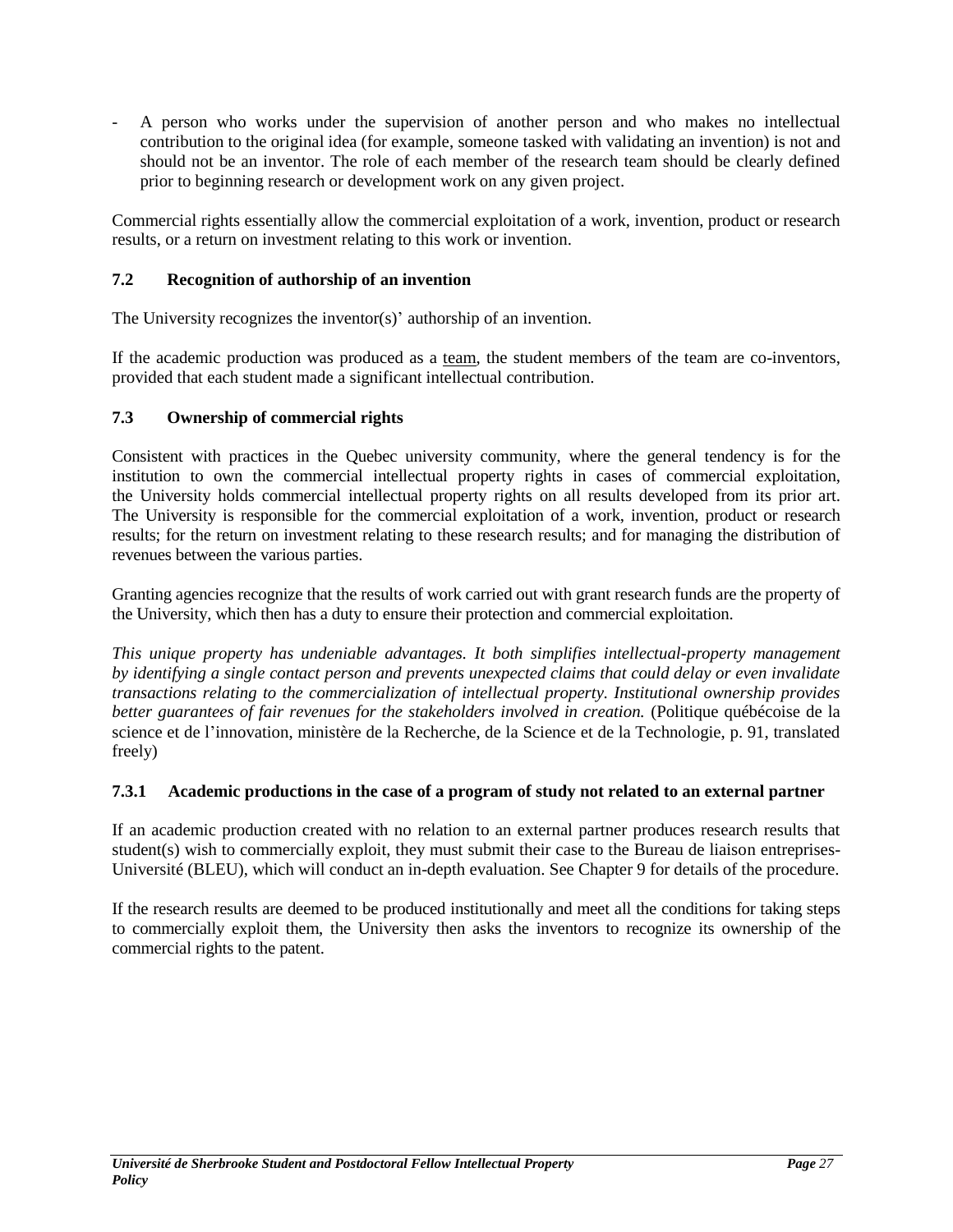- A person who works under the supervision of another person and who makes no intellectual contribution to the original idea (for example, someone tasked with validating an invention) is not and should not be an inventor. The role of each member of the research team should be clearly defined prior to beginning research or development work on any given project.

Commercial rights essentially allow the commercial exploitation of a work, invention, product or research results, or a return on investment relating to this work or invention.

### 7.2 Recognition of authorship of an invention

The University recognizes the inventor(s)' authorship of an invention.

If the academic production was produced as a team, the student members of the team are co-inventors, provided that each student made a significant intellectual contribution.

### 7.3 Ownership of commercial rights

Consistent with practices in the Quebec university community, where the general tendency is for the institution to own the commercial intellectual property rights in cases of commercial exploitation, the University holds commercial intellectual property rights on all results developed from its prior art. The University is responsible for the commercial exploitation of a work, invention, product or research results; for the return on investment relating to these research results; and for managing the distribution of revenues between the various parties.

Granting agencies recognize that the results of work carried out with grant research funds are the property of the University, which then has a duty to ensure their protection and commercial exploitation.

*This unique property has undeniable advantages. It both simplifies intellectual-property management by identifying a single contact person and prevents unexpected claims that could delay or even invalidate transactions relating to the commercialization of intellectual property. Institutional ownership provides better guarantees of fair revenues for the stakeholders involved in creation.* (Politique québécoise de la science et de l'innovation, ministère de la Recherche, de la Science et de la Technologie, p. 91, translated freely)

#### 7.3.1 Academic productions in the case of a program of study not related to an external partner

If an academic production created with no relation to an external partner produces research results that student(s) wish to commercially exploit, they must submit their case to the Bureau de liaison entreprises-Université (BLEU), which will conduct an in-depth evaluation. See Chapter 9 for details of the procedure.

If the research results are deemed to be produced institutionally and meet all the conditions for taking steps to commercially exploit them, the University then asks the inventors to recognize its ownership of the commercial rights to the patent.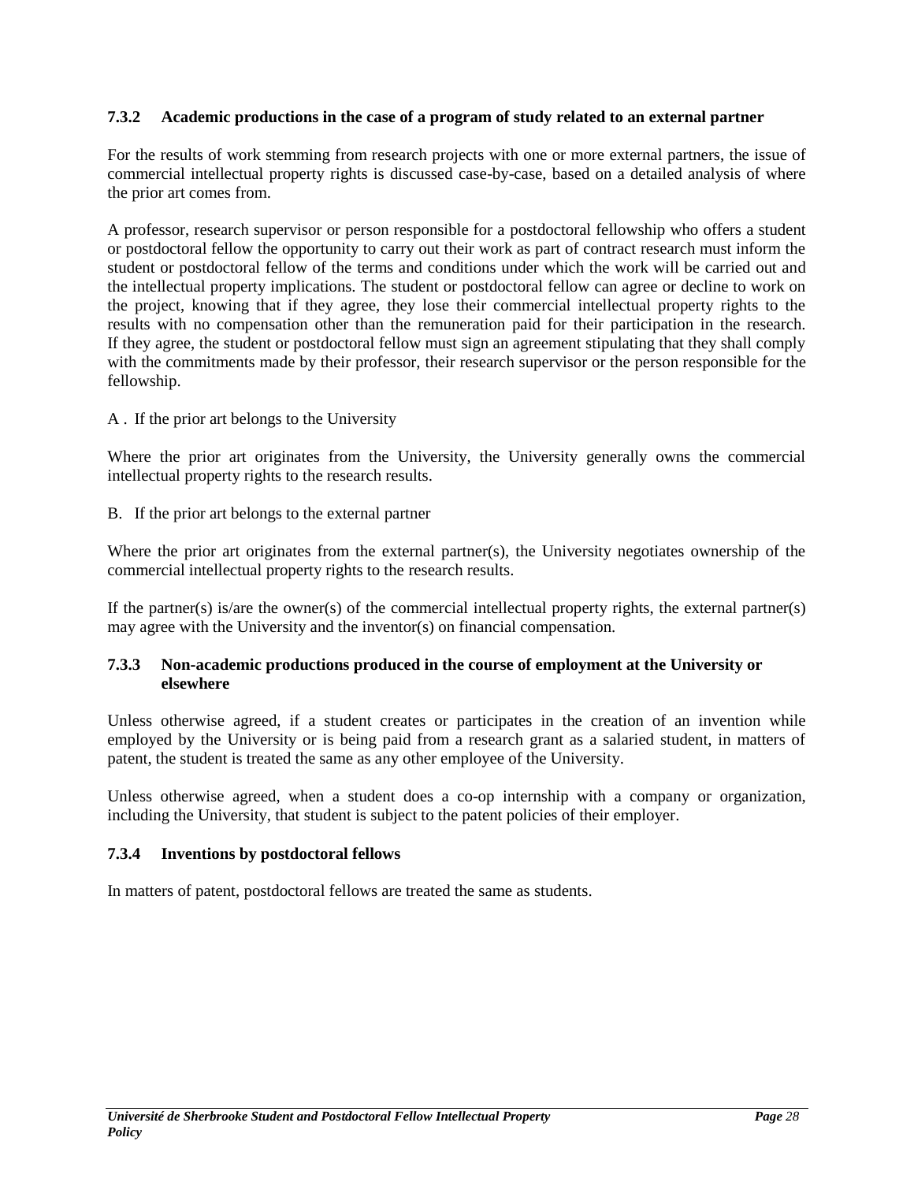### 7.3.2 Academic productions in the case of a program of study related to an external partner

For the results of work stemming from research projects with one or more external partners, the issue of commercial intellectual property rights is discussed case-by-case, based on a detailed analysis of where the prior art comes from.

A professor, research supervisor or person responsible for a postdoctoral fellowship who offers a student or postdoctoral fellow the opportunity to carry out their work as part of contract research must inform the student or postdoctoral fellow of the terms and conditions under which the work will be carried out and the intellectual property implications. The student or postdoctoral fellow can agree or decline to work on the project, knowing that if they agree, they lose their commercial intellectual property rights to the results with no compensation other than the remuneration paid for their participation in the research. If they agree, the student or postdoctoral fellow must sign an agreement stipulating that they shall comply with the commitments made by their professor, their research supervisor or the person responsible for the fellowship.

A . If the prior art belongs to the University

Where the prior art originates from the University, the University generally owns the commercial intellectual property rights to the research results.

B. If the prior art belongs to the external partner

Where the prior art originates from the external partner(s), the University negotiates ownership of the commercial intellectual property rights to the research results.

If the partner(s) is/are the owner(s) of the commercial intellectual property rights, the external partner(s) may agree with the University and the inventor(s) on financial compensation.

### 7.3.3 Non-academic productions produced in the course of employment at the University or elsewhere

Unless otherwise agreed, if a student creates or participates in the creation of an invention while employed by the University or is being paid from a research grant as a salaried student, in matters of patent, the student is treated the same as any other employee of the University.

Unless otherwise agreed, when a student does a co-op internship with a company or organization, including the University, that student is subject to the patent policies of their employer.

### 7.3.4 Inventions by postdoctoral fellows

In matters of patent, postdoctoral fellows are treated the same as students.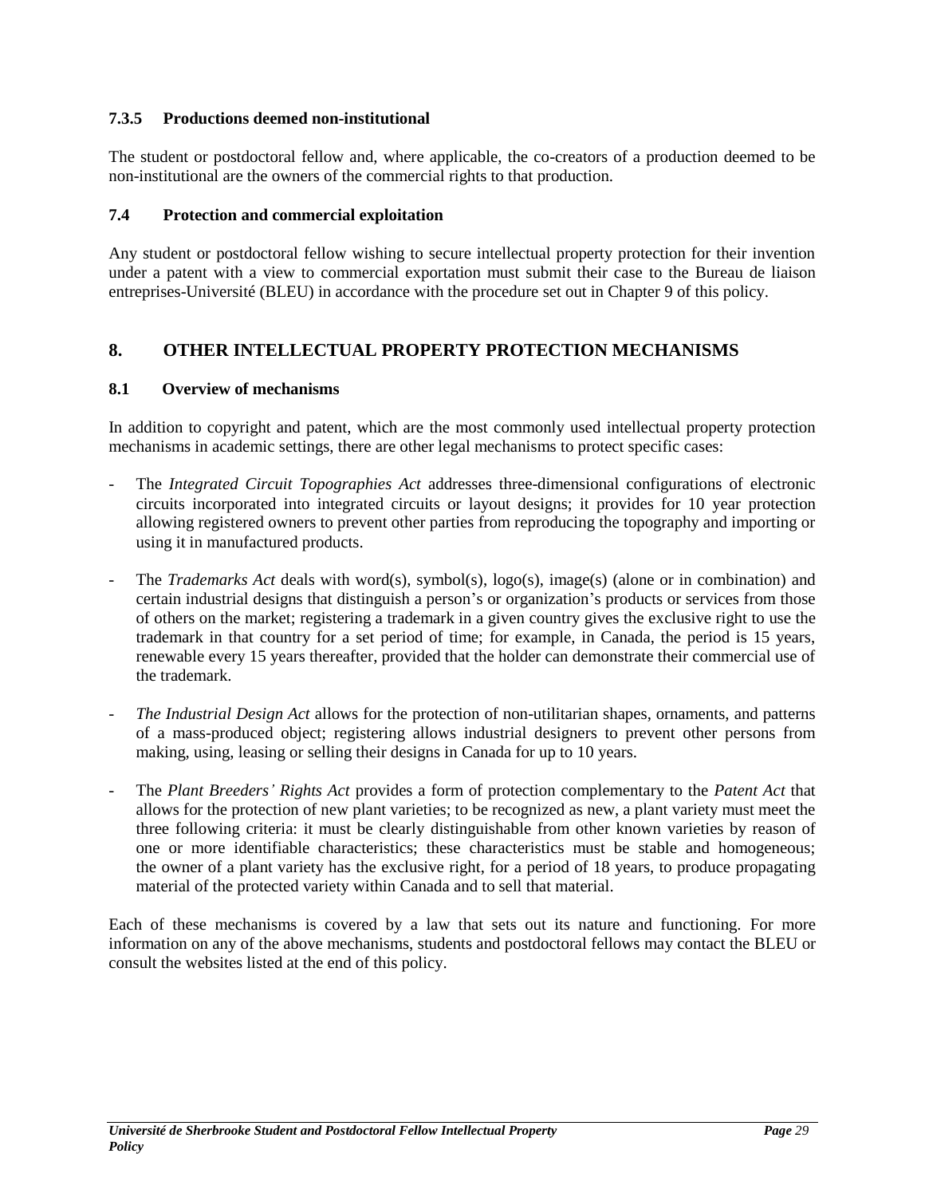### 7.3.5 Productions deemed non-institutional

The student or postdoctoral fellow and, where applicable, the co-creators of a production deemed to be non-institutional are the owners of the commercial rights to that production.

### 7.4 Protection and commercial exploitation

Any student or postdoctoral fellow wishing to secure intellectual property protection for their invention under a patent with a view to commercial exportation must submit their case to the Bureau de liaison entreprises-Université (BLEU) in accordance with the procedure set out in Chapter 9 of this policy.

## 8. OTHER INTELLECTUAL PROPERTY PROTECTION MECHANISMS

### 8.1 Overview of mechanisms

In addition to copyright and patent, which are the most commonly used intellectual property protection mechanisms in academic settings, there are other legal mechanisms to protect specific cases:

- The *Integrated Circuit Topographies Act* addresses three-dimensional configurations of electronic circuits incorporated into integrated circuits or layout designs; it provides for 10 year protection allowing registered owners to prevent other parties from reproducing the topography and importing or using it in manufactured products.
- The *Trademarks Act* deals with word(s), symbol(s), logo(s), image(s) (alone or in combination) and certain industrial designs that distinguish a person's or organization's products or services from those of others on the market; registering a trademark in a given country gives the exclusive right to use the trademark in that country for a set period of time; for example, in Canada, the period is 15 years, renewable every 15 years thereafter, provided that the holder can demonstrate their commercial use of the trademark.
- *The Industrial Design Act* allows for the protection of non-utilitarian shapes, ornaments, and patterns of a mass-produced object; registering allows industrial designers to prevent other persons from making, using, leasing or selling their designs in Canada for up to 10 years.
- The *Plant Breeders' Rights Act* provides a form of protection complementary to the *Patent Act* that allows for the protection of new plant varieties; to be recognized as new, a plant variety must meet the three following criteria: it must be clearly distinguishable from other known varieties by reason of one or more identifiable characteristics; these characteristics must be stable and homogeneous; the owner of a plant variety has the exclusive right, for a period of 18 years, to produce propagating material of the protected variety within Canada and to sell that material.

Each of these mechanisms is covered by a law that sets out its nature and functioning. For more information on any of the above mechanisms, students and postdoctoral fellows may contact the BLEU or consult the websites listed at the end of this policy.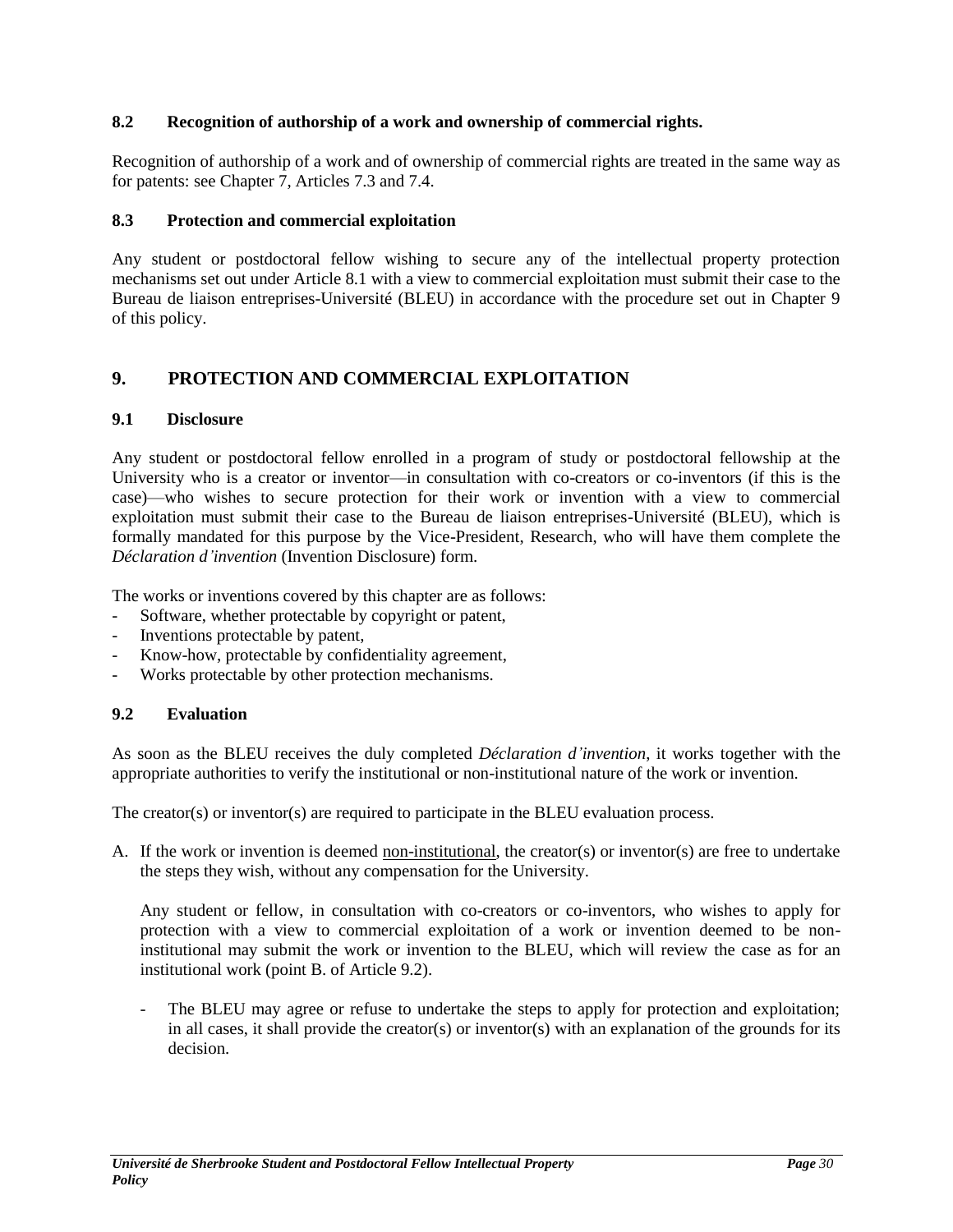### 8.2 Recognition of authorship of a work and ownership of commercial rights.

Recognition of authorship of a work and of ownership of commercial rights are treated in the same way as for patents: see Chapter 7, Articles 7.3 and 7.4.

### 8.3 Protection and commercial exploitation

Any student or postdoctoral fellow wishing to secure any of the intellectual property protection mechanisms set out under Article 8.1 with a view to commercial exploitation must submit their case to the Bureau de liaison entreprises-Université (BLEU) in accordance with the procedure set out in Chapter 9 of this policy.

## 9. PROTECTION AND COMMERCIAL EXPLOITATION

### 9.1 Disclosure

Any student or postdoctoral fellow enrolled in a program of study or postdoctoral fellowship at the University who is a creator or inventor—in consultation with co-creators or co-inventors (if this is the case)—who wishes to secure protection for their work or invention with a view to commercial exploitation must submit their case to the Bureau de liaison entreprises-Université (BLEU), which is formally mandated for this purpose by the Vice-President, Research, who will have them complete the *Déclaration d'invention* (Invention Disclosure) form.

The works or inventions covered by this chapter are as follows:

- Software, whether protectable by copyright or patent,
- Inventions protectable by patent,
- Know-how, protectable by confidentiality agreement,
- Works protectable by other protection mechanisms.

### 9.2 Evaluation

As soon as the BLEU receives the duly completed *Déclaration d'invention*, it works together with the appropriate authorities to verify the institutional or non-institutional nature of the work or invention.

The creator(s) or inventor(s) are required to participate in the BLEU evaluation process.

A. If the work or invention is deemed <u>non-institutional</u>, the creator(s) or inventor(s) are free to undertake the steps they wish, without any compensation for the University.

   Any student or fellow, in consultation with co-creators or co-inventors, who wishes to apply for protection with a view to commercial exploitation of a work or invention deemed to be non-institutional may submit the work or invention to the BLEU, which will review the case as for an institutional work (point B. of Article 9.2).

   - The BLEU may agree or refuse to undertake the steps to apply for protection and exploitation; in all cases, it shall provide the creator(s) or inventor(s) with an explanation of the grounds for its decision.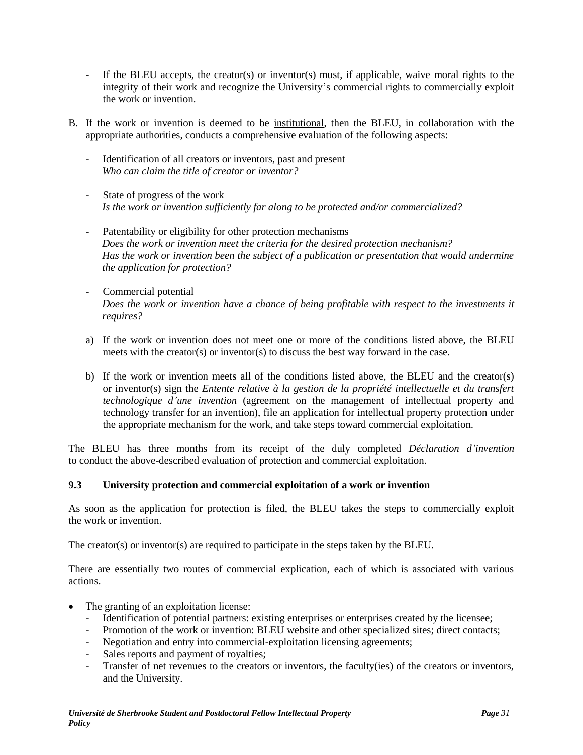- If the BLEU accepts, the creator(s) or inventor(s) must, if applicable, waive moral rights to the integrity of their work and recognize the University's commercial rights to commercially exploit the work or invention.

B. If the work or invention is deemed to be institutional, then the BLEU, in collaboration with the appropriate authorities, conducts a comprehensive evaluation of the following aspects:

- Identification of all creators or inventors, past and present
  *Who can claim the title of creator or inventor?*

- State of progress of the work
  *Is the work or invention sufficiently far along to be protected and/or commercialized?*

- Patentability or eligibility for other protection mechanisms
  *Does the work or invention meet the criteria for the desired protection mechanism?*
  *Has the work or invention been the subject of a publication or presentation that would undermine the application for protection?*

- Commercial potential
  *Does the work or invention have a chance of being profitable with respect to the investments it requires?*

a) If the work or invention does not meet one or more of the conditions listed above, the BLEU meets with the creator(s) or inventor(s) to discuss the best way forward in the case.

b) If the work or invention meets all of the conditions listed above, the BLEU and the creator(s) or inventor(s) sign the *Entente relative à la gestion de la propriété intellectuelle et du transfert technologique d'une invention* (agreement on the management of intellectual property and technology transfer for an invention), file an application for intellectual property protection under the appropriate mechanism for the work, and take steps toward commercial exploitation.

The BLEU has three months from its receipt of the duly completed *Déclaration d'invention* to conduct the above-described evaluation of protection and commercial exploitation.

### 9.3 University protection and commercial exploitation of a work or invention

As soon as the application for protection is filed, the BLEU takes the steps to commercially exploit the work or invention.

The creator(s) or inventor(s) are required to participate in the steps taken by the BLEU.

There are essentially two routes of commercial explication, each of which is associated with various actions.

- The granting of an exploitation license:
  - Identification of potential partners: existing enterprises or enterprises created by the licensee;
  - Promotion of the work or invention: BLEU website and other specialized sites; direct contacts;
  - Negotiation and entry into commercial-exploitation licensing agreements;
  - Sales reports and payment of royalties;
  - Transfer of net revenues to the creators or inventors, the faculty(ies) of the creators or inventors, and the University.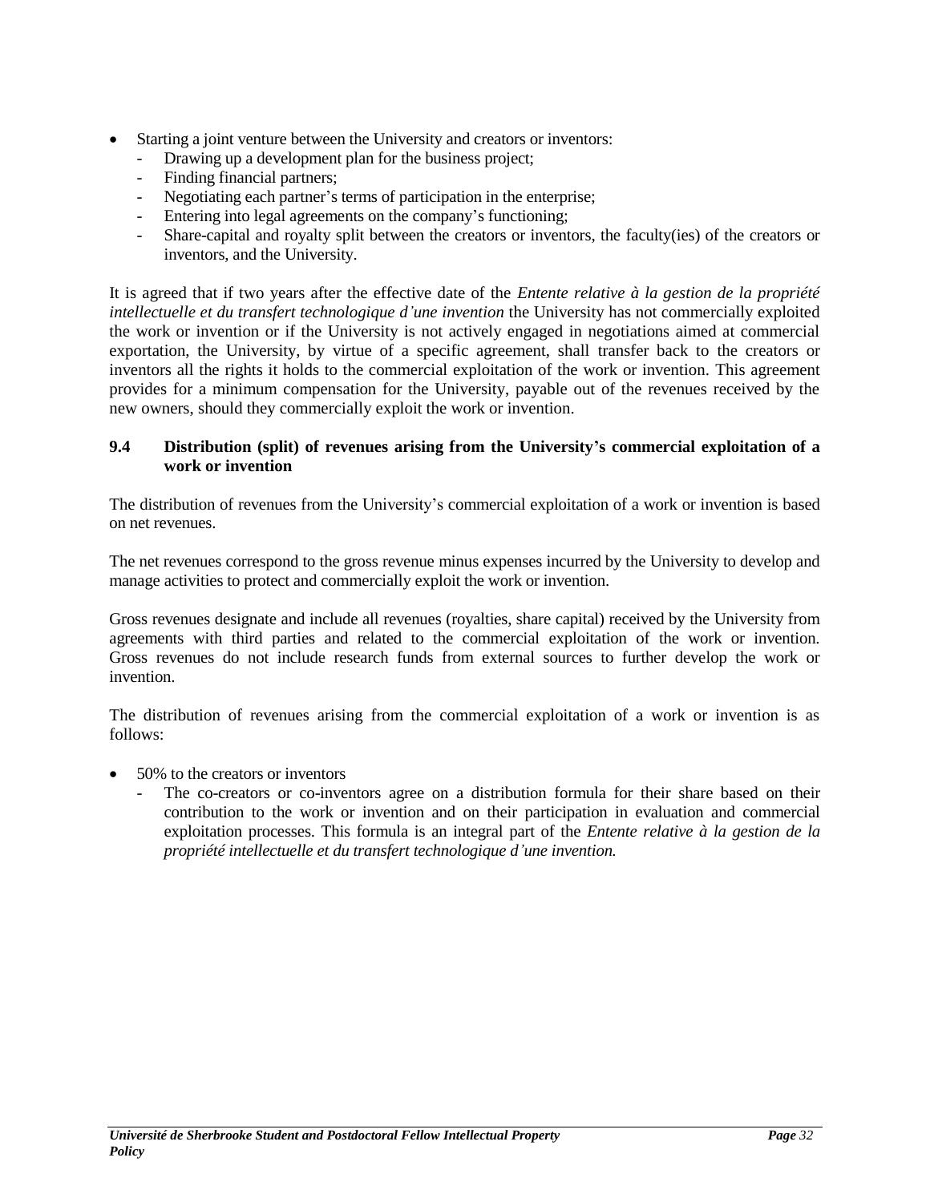- Starting a joint venture between the University and creators or inventors:
  - Drawing up a development plan for the business project;
  - Finding financial partners;
  - Negotiating each partner's terms of participation in the enterprise;
  - Entering into legal agreements on the company's functioning;
  - Share-capital and royalty split between the creators or inventors, the faculty(ies) of the creators or inventors, and the University.

It is agreed that if two years after the effective date of the *Entente relative à la gestion de la propriété intellectuelle et du transfert technologique d'une invention* the University has not commercially exploited the work or invention or if the University is not actively engaged in negotiations aimed at commercial exportation, the University, by virtue of a specific agreement, shall transfer back to the creators or inventors all the rights it holds to the commercial exploitation of the work or invention. This agreement provides for a minimum compensation for the University, payable out of the revenues received by the new owners, should they commercially exploit the work or invention.

### 9.4 Distribution (split) of revenues arising from the University's commercial exploitation of a work or invention

The distribution of revenues from the University's commercial exploitation of a work or invention is based on net revenues.

The net revenues correspond to the gross revenue minus expenses incurred by the University to develop and manage activities to protect and commercially exploit the work or invention.

Gross revenues designate and include all revenues (royalties, share capital) received by the University from agreements with third parties and related to the commercial exploitation of the work or invention. Gross revenues do not include research funds from external sources to further develop the work or invention.

The distribution of revenues arising from the commercial exploitation of a work or invention is as follows:

- 50% to the creators or inventors
  - The co-creators or co-inventors agree on a distribution formula for their share based on their contribution to the work or invention and on their participation in evaluation and commercial exploitation processes. This formula is an integral part of the *Entente relative à la gestion de la propriété intellectuelle et du transfert technologique d'une invention.*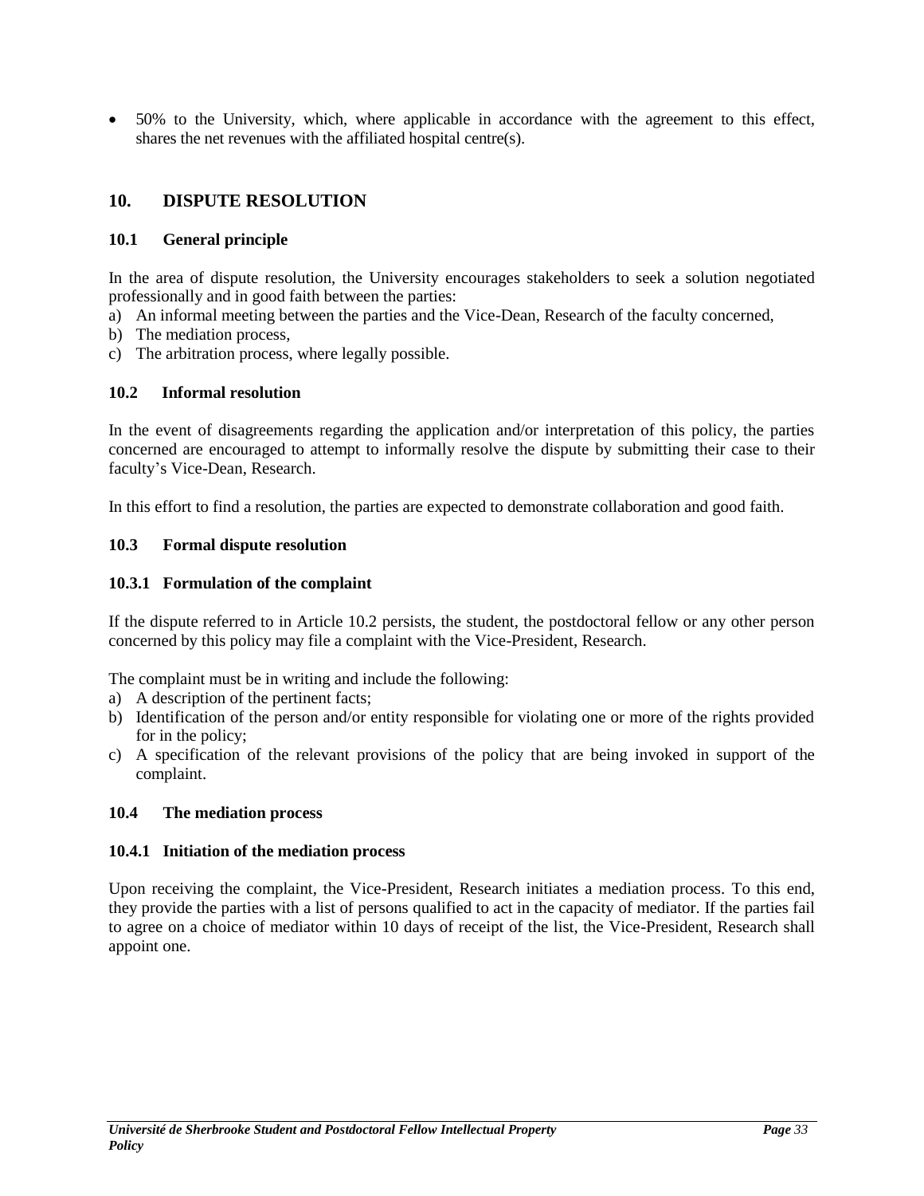- 50% to the University, which, where applicable in accordance with the agreement to this effect, shares the net revenues with the affiliated hospital centre(s).

## 10. DISPUTE RESOLUTION

### 10.1 General principle

In the area of dispute resolution, the University encourages stakeholders to seek a solution negotiated professionally and in good faith between the parties:

a) An informal meeting between the parties and the Vice-Dean, Research of the faculty concerned,
b) The mediation process,
c) The arbitration process, where legally possible.

### 10.2 Informal resolution

In the event of disagreements regarding the application and/or interpretation of this policy, the parties concerned are encouraged to attempt to informally resolve the dispute by submitting their case to their faculty's Vice-Dean, Research.

In this effort to find a resolution, the parties are expected to demonstrate collaboration and good faith.

### 10.3 Formal dispute resolution

#### 10.3.1 Formulation of the complaint

If the dispute referred to in Article 10.2 persists, the student, the postdoctoral fellow or any other person concerned by this policy may file a complaint with the Vice-President, Research.

The complaint must be in writing and include the following:

a) A description of the pertinent facts;
b) Identification of the person and/or entity responsible for violating one or more of the rights provided for in the policy;
c) A specification of the relevant provisions of the policy that are being invoked in support of the complaint.

### 10.4 The mediation process

#### 10.4.1 Initiation of the mediation process

Upon receiving the complaint, the Vice-President, Research initiates a mediation process. To this end, they provide the parties with a list of persons qualified to act in the capacity of mediator. If the parties fail to agree on a choice of mediator within 10 days of receipt of the list, the Vice-President, Research shall appoint one.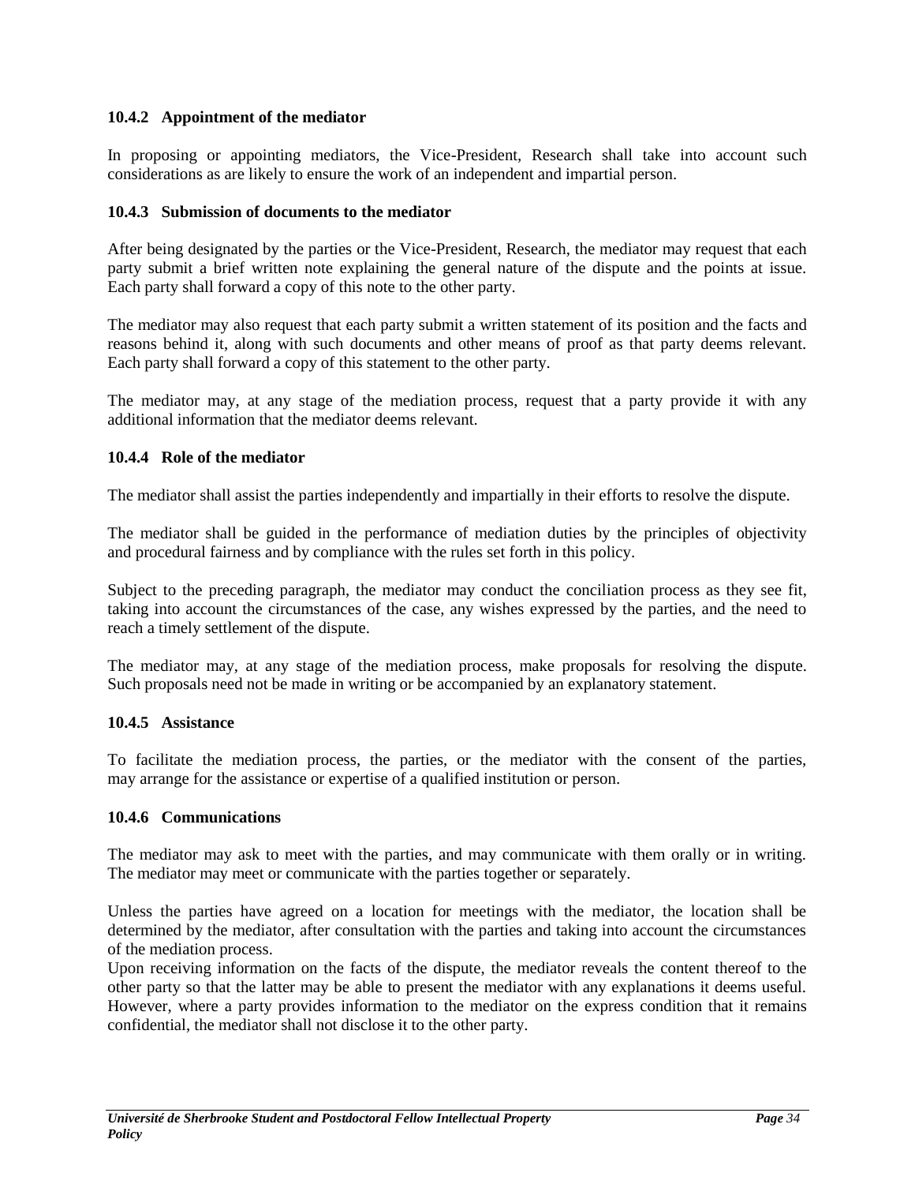#### 10.4.2 Appointment of the mediator

In proposing or appointing mediators, the Vice-President, Research shall take into account such considerations as are likely to ensure the work of an independent and impartial person.

#### 10.4.3 Submission of documents to the mediator

After being designated by the parties or the Vice-President, Research, the mediator may request that each party submit a brief written note explaining the general nature of the dispute and the points at issue. Each party shall forward a copy of this note to the other party.

The mediator may also request that each party submit a written statement of its position and the facts and reasons behind it, along with such documents and other means of proof as that party deems relevant. Each party shall forward a copy of this statement to the other party.

The mediator may, at any stage of the mediation process, request that a party provide it with any additional information that the mediator deems relevant.

#### 10.4.4 Role of the mediator

The mediator shall assist the parties independently and impartially in their efforts to resolve the dispute.

The mediator shall be guided in the performance of mediation duties by the principles of objectivity and procedural fairness and by compliance with the rules set forth in this policy.

Subject to the preceding paragraph, the mediator may conduct the conciliation process as they see fit, taking into account the circumstances of the case, any wishes expressed by the parties, and the need to reach a timely settlement of the dispute.

The mediator may, at any stage of the mediation process, make proposals for resolving the dispute. Such proposals need not be made in writing or be accompanied by an explanatory statement.

#### 10.4.5 Assistance

To facilitate the mediation process, the parties, or the mediator with the consent of the parties, may arrange for the assistance or expertise of a qualified institution or person.

#### 10.4.6 Communications

The mediator may ask to meet with the parties, and may communicate with them orally or in writing. The mediator may meet or communicate with the parties together or separately.

Unless the parties have agreed on a location for meetings with the mediator, the location shall be determined by the mediator, after consultation with the parties and taking into account the circumstances of the mediation process.

Upon receiving information on the facts of the dispute, the mediator reveals the content thereof to the other party so that the latter may be able to present the mediator with any explanations it deems useful. However, where a party provides information to the mediator on the express condition that it remains confidential, the mediator shall not disclose it to the other party.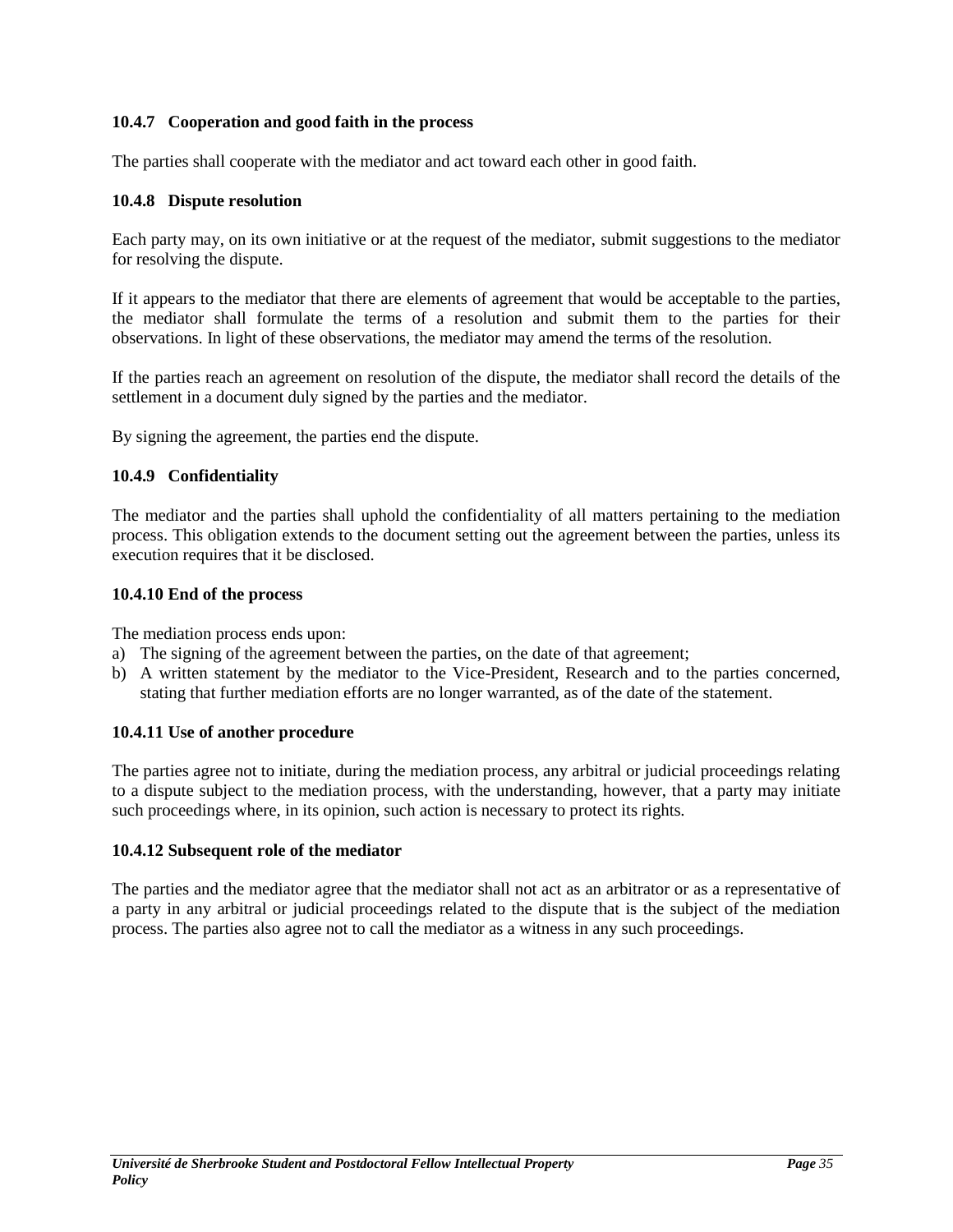#### 10.4.7 Cooperation and good faith in the process

The parties shall cooperate with the mediator and act toward each other in good faith.

#### 10.4.8 Dispute resolution

Each party may, on its own initiative or at the request of the mediator, submit suggestions to the mediator for resolving the dispute.

If it appears to the mediator that there are elements of agreement that would be acceptable to the parties, the mediator shall formulate the terms of a resolution and submit them to the parties for their observations. In light of these observations, the mediator may amend the terms of the resolution.

If the parties reach an agreement on resolution of the dispute, the mediator shall record the details of the settlement in a document duly signed by the parties and the mediator.

By signing the agreement, the parties end the dispute.

#### 10.4.9 Confidentiality

The mediator and the parties shall uphold the confidentiality of all matters pertaining to the mediation process. This obligation extends to the document setting out the agreement between the parties, unless its execution requires that it be disclosed.

#### 10.4.10 End of the process

The mediation process ends upon:

a) The signing of the agreement between the parties, on the date of that agreement;
b) A written statement by the mediator to the Vice-President, Research and to the parties concerned, stating that further mediation efforts are no longer warranted, as of the date of the statement.

#### 10.4.11 Use of another procedure

The parties agree not to initiate, during the mediation process, any arbitral or judicial proceedings relating to a dispute subject to the mediation process, with the understanding, however, that a party may initiate such proceedings where, in its opinion, such action is necessary to protect its rights.

#### 10.4.12 Subsequent role of the mediator

The parties and the mediator agree that the mediator shall not act as an arbitrator or as a representative of a party in any arbitral or judicial proceedings related to the dispute that is the subject of the mediation process. The parties also agree not to call the mediator as a witness in any such proceedings.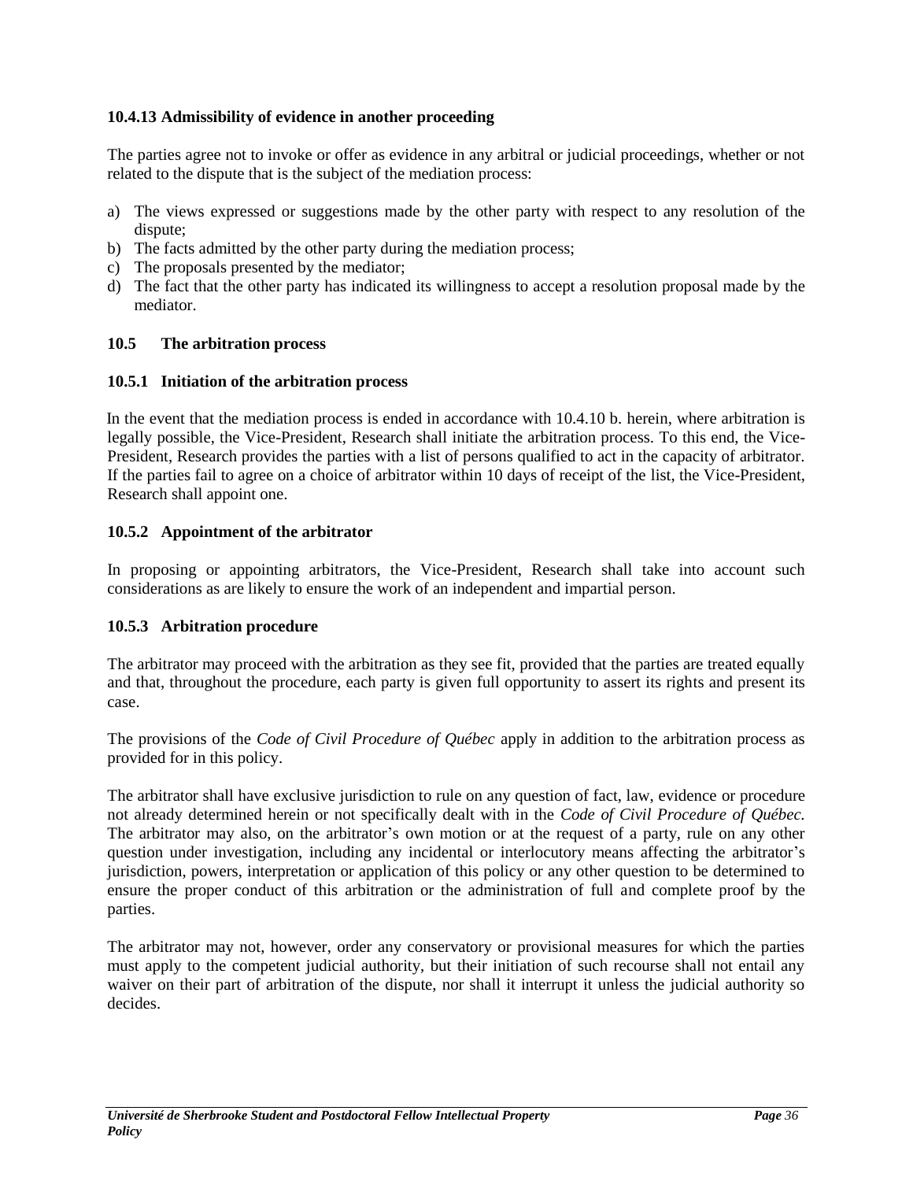#### 10.4.13 Admissibility of evidence in another proceeding

The parties agree not to invoke or offer as evidence in any arbitral or judicial proceedings, whether or not related to the dispute that is the subject of the mediation process:

a) The views expressed or suggestions made by the other party with respect to any resolution of the dispute;
b) The facts admitted by the other party during the mediation process;
c) The proposals presented by the mediator;
d) The fact that the other party has indicated its willingness to accept a resolution proposal made by the mediator.

### 10.5 The arbitration process

#### 10.5.1 Initiation of the arbitration process

In the event that the mediation process is ended in accordance with 10.4.10 b. herein, where arbitration is legally possible, the Vice-President, Research shall initiate the arbitration process. To this end, the Vice-President, Research provides the parties with a list of persons qualified to act in the capacity of arbitrator. If the parties fail to agree on a choice of arbitrator within 10 days of receipt of the list, the Vice-President, Research shall appoint one.

#### 10.5.2 Appointment of the arbitrator

In proposing or appointing arbitrators, the Vice-President, Research shall take into account such considerations as are likely to ensure the work of an independent and impartial person.

#### 10.5.3 Arbitration procedure

The arbitrator may proceed with the arbitration as they see fit, provided that the parties are treated equally and that, throughout the procedure, each party is given full opportunity to assert its rights and present its case.

The provisions of the *Code of Civil Procedure of Québec* apply in addition to the arbitration process as provided for in this policy.

The arbitrator shall have exclusive jurisdiction to rule on any question of fact, law, evidence or procedure not already determined herein or not specifically dealt with in the *Code of Civil Procedure of Québec*. The arbitrator may also, on the arbitrator's own motion or at the request of a party, rule on any other question under investigation, including any incidental or interlocutory means affecting the arbitrator's jurisdiction, powers, interpretation or application of this policy or any other question to be determined to ensure the proper conduct of this arbitration or the administration of full and complete proof by the parties.

The arbitrator may not, however, order any conservatory or provisional measures for which the parties must apply to the competent judicial authority, but their initiation of such recourse shall not entail any waiver on their part of arbitration of the dispute, nor shall it interrupt it unless the judicial authority so decides.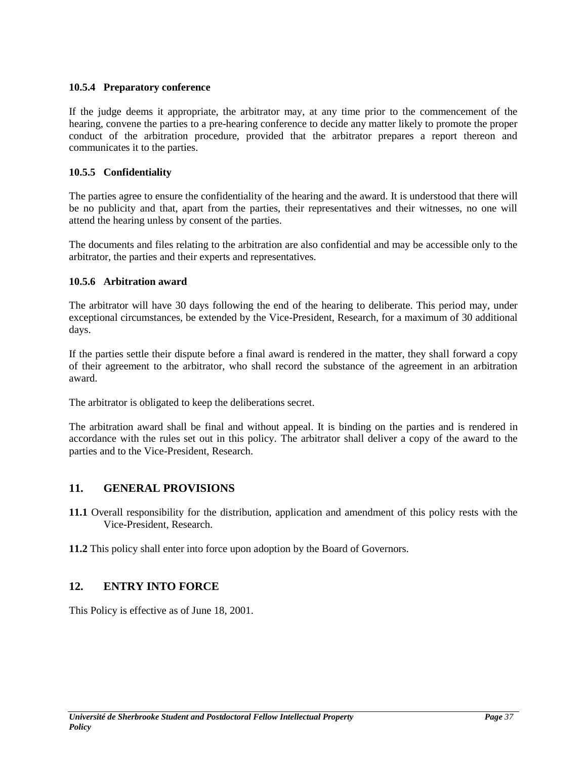#### 10.5.4 Preparatory conference

If the judge deems it appropriate, the arbitrator may, at any time prior to the commencement of the hearing, convene the parties to a pre-hearing conference to decide any matter likely to promote the proper conduct of the arbitration procedure, provided that the arbitrator prepares a report thereon and communicates it to the parties.

#### 10.5.5 Confidentiality

The parties agree to ensure the confidentiality of the hearing and the award. It is understood that there will be no publicity and that, apart from the parties, their representatives and their witnesses, no one will attend the hearing unless by consent of the parties.

The documents and files relating to the arbitration are also confidential and may be accessible only to the arbitrator, the parties and their experts and representatives.

#### 10.5.6 Arbitration award

The arbitrator will have 30 days following the end of the hearing to deliberate. This period may, under exceptional circumstances, be extended by the Vice-President, Research, for a maximum of 30 additional days.

If the parties settle their dispute before a final award is rendered in the matter, they shall forward a copy of their agreement to the arbitrator, who shall record the substance of the agreement in an arbitration award.

The arbitrator is obligated to keep the deliberations secret.

The arbitration award shall be final and without appeal. It is binding on the parties and is rendered in accordance with the rules set out in this policy. The arbitrator shall deliver a copy of the award to the parties and to the Vice-President, Research.

## 11. GENERAL PROVISIONS

**11.1** Overall responsibility for the distribution, application and amendment of this policy rests with the Vice-President, Research.

**11.2** This policy shall enter into force upon adoption by the Board of Governors.

## 12. ENTRY INTO FORCE

This Policy is effective as of June 18, 2001.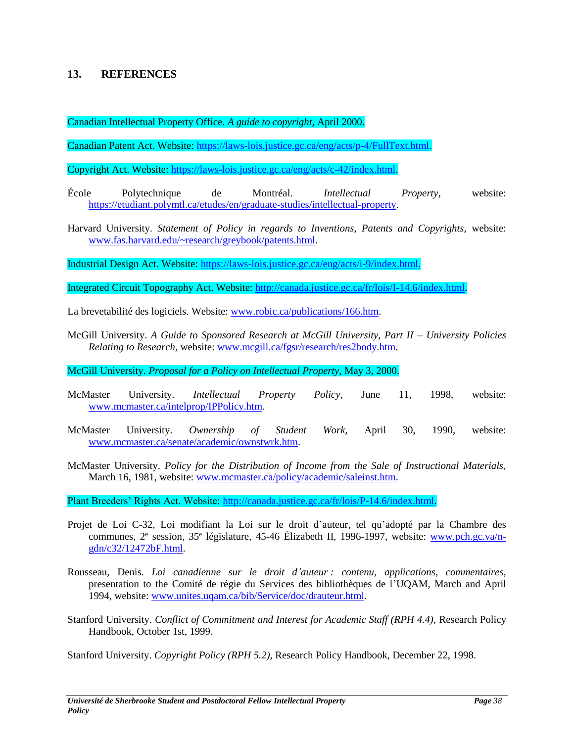## 13. REFERENCES

Canadian Intellectual Property Office. *A guide to copyright,* April 2000.

Canadian Patent Act. Website: https://laws-lois.justice.gc.ca/eng/acts/p-4/FullText.html.

Copyright Act. Website: https://laws-lois.justice.gc.ca/eng/acts/c-42/index.html.

École Polytechnique de Montréal. *Intellectual Property,* website: https://etudiant.polymtl.ca/etudes/en/graduate-studies/intellectual-property.

Harvard University. *Statement of Policy in regards to Inventions, Patents and Copyrights,* website: www.fas.harvard.edu/~research/greybook/patents.html.

Industrial Design Act. Website: https://laws-lois.justice.gc.ca/eng/acts/i-9/index.html.

Integrated Circuit Topography Act. Website: http://canada.justice.gc.ca/fr/lois/I-14.6/index.html.

La brevetabilité des logiciels. Website: www.robic.ca/publications/166.htm.

McGill University. *A Guide to Sponsored Research at McGill University, Part II – University Policies Relating to Research,* website: www.mcgill.ca/fgsr/research/res2body.htm.

McGill University. *Proposal for a Policy on Intellectual Property,* May 3, 2000.

McMaster University. *Intellectual Property Policy,* June 11, 1998, website: www.mcmaster.ca/intelprop/IPPolicy.htm.

McMaster University. *Ownership of Student Work,* April 30, 1990, website: www.mcmaster.ca/senate/academic/ownstwrk.htm.

McMaster University. *Policy for the Distribution of Income from the Sale of Instructional Materials,* March 16, 1981, website: www.mcmaster.ca/policy/academic/saleinst.htm.

Plant Breeders' Rights Act. Website: http://canada.justice.gc.ca/fr/lois/P-14.6/index.html.

Projet de Loi C-32, Loi modifiant la Loi sur le droit d'auteur, tel qu'adopté par la Chambre des communes, 2e session, 35e législature, 45-46 Élizabeth II, 1996-1997, website: www.pch.gc.va/n-gdn/c32/12472bF.html.

Rousseau, Denis. *Loi canadienne sur le droit d'auteur : contenu, applications, commentaires,* presentation to the Comité de régie du Services des bibliothèques de l'UQAM, March and April 1994, website: www.unites.uqam.ca/bib/Service/doc/drauteur.html.

Stanford University. *Conflict of Commitment and Interest for Academic Staff (RPH 4.4),* Research Policy Handbook, October 1st, 1999.

Stanford University. *Copyright Policy (RPH 5.2),* Research Policy Handbook, December 22, 1998.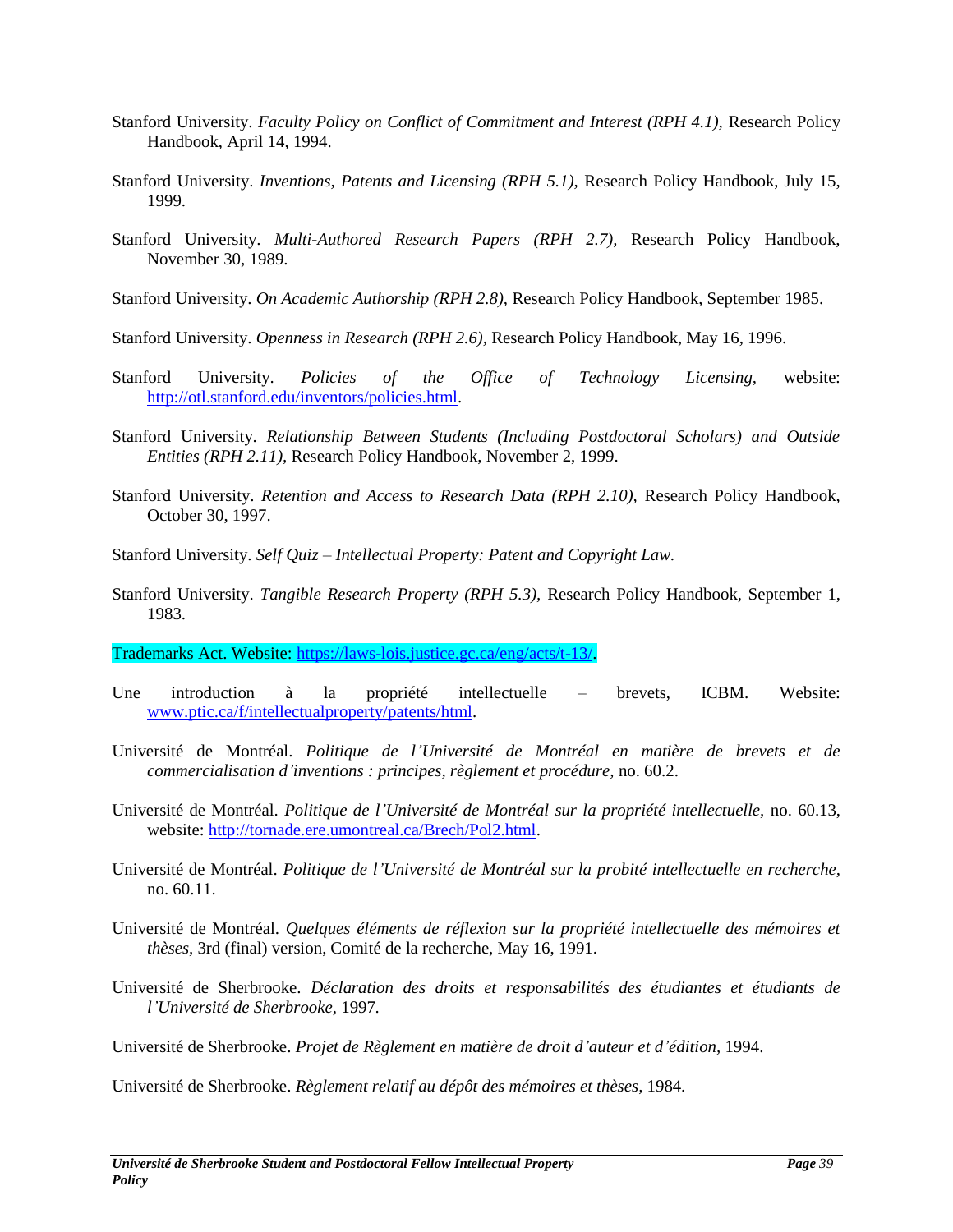Stanford University. *Faculty Policy on Conflict of Commitment and Interest (RPH 4.1),* Research Policy Handbook, April 14, 1994.

Stanford University. *Inventions, Patents and Licensing (RPH 5.1),* Research Policy Handbook, July 15, 1999.

Stanford University. *Multi-Authored Research Papers (RPH 2.7),* Research Policy Handbook, November 30, 1989.

Stanford University. *On Academic Authorship (RPH 2.8),* Research Policy Handbook, September 1985.

Stanford University. *Openness in Research (RPH 2.6),* Research Policy Handbook, May 16, 1996.

Stanford University. *Policies of the Office of Technology Licensing,* website: http://otl.stanford.edu/inventors/policies.html.

Stanford University. *Relationship Between Students (Including Postdoctoral Scholars) and Outside Entities (RPH 2.11),* Research Policy Handbook, November 2, 1999.

Stanford University. *Retention and Access to Research Data (RPH 2.10),* Research Policy Handbook, October 30, 1997.

Stanford University. *Self Quiz – Intellectual Property: Patent and Copyright Law.*

Stanford University. *Tangible Research Property (RPH 5.3),* Research Policy Handbook, September 1, 1983.

Trademarks Act. Website: https://laws-lois.justice.gc.ca/eng/acts/t-13/.

Une introduction à la propriété intellectuelle – brevets, ICBM. Website: www.ptic.ca/f/intellectualproperty/patents/html.

Université de Montréal. *Politique de l'Université de Montréal en matière de brevets et de commercialisation d'inventions : principes, règlement et procédure,* no. 60.2.

Université de Montréal. *Politique de l'Université de Montréal sur la propriété intellectuelle,* no. 60.13, website: http://tornade.ere.umontreal.ca/Brech/Pol2.html.

Université de Montréal. *Politique de l'Université de Montréal sur la probité intellectuelle en recherche,* no. 60.11.

Université de Montréal. *Quelques éléments de réflexion sur la propriété intellectuelle des mémoires et thèses*, 3rd (final) version, Comité de la recherche, May 16, 1991.

Université de Sherbrooke. *Déclaration des droits et responsabilités des étudiantes et étudiants de l'Université de Sherbrooke*, 1997.

Université de Sherbrooke. *Projet de Règlement en matière de droit d'auteur et d'édition,* 1994.

Université de Sherbrooke. *Règlement relatif au dépôt des mémoires et thèses,* 1984.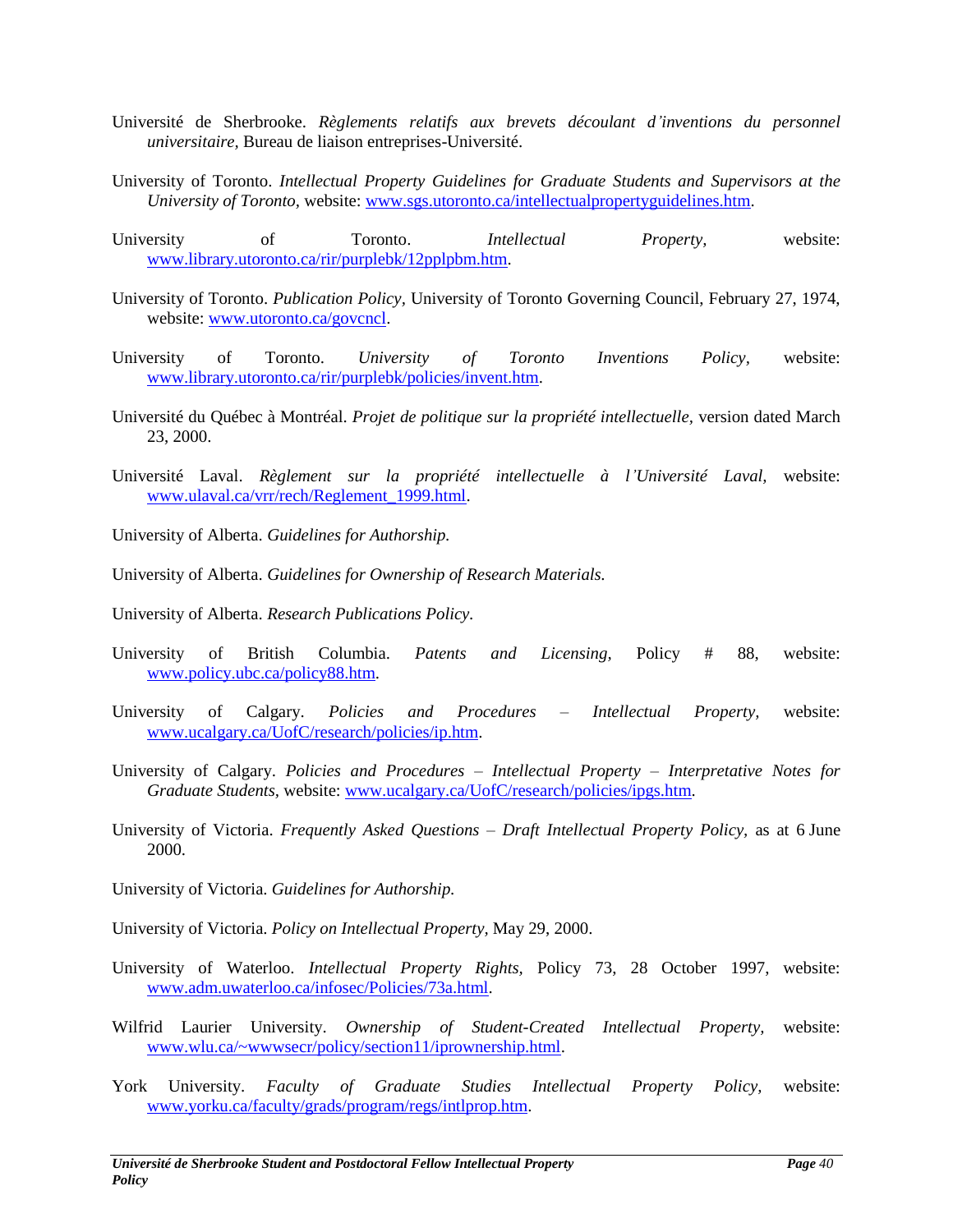Université de Sherbrooke. *Règlements relatifs aux brevets découlant d'inventions du personnel universitaire*, Bureau de liaison entreprises-Université.

University of Toronto. *Intellectual Property Guidelines for Graduate Students and Supervisors at the University of Toronto*, website: www.sgs.utoronto.ca/intellectualpropertyguidelines.htm.

University of Toronto. *Intellectual Property*, website: www.library.utoronto.ca/rir/purplebk/12pplpbm.htm.

University of Toronto. *Publication Policy*, University of Toronto Governing Council, February 27, 1974, website: www.utoronto.ca/govcncl.

University of Toronto. *University of Toronto Inventions Policy*, website: www.library.utoronto.ca/rir/purplebk/policies/invent.htm.

Université du Québec à Montréal. *Projet de politique sur la propriété intellectuelle*, version dated March 23, 2000.

Université Laval. *Règlement sur la propriété intellectuelle à l'Université Laval*, website: www.ulaval.ca/vrr/rech/Reglement_1999.html.

University of Alberta. *Guidelines for Authorship.*

University of Alberta. *Guidelines for Ownership of Research Materials.*

University of Alberta. *Research Publications Policy.*

University of British Columbia. *Patents and Licensing*, Policy # 88, website: www.policy.ubc.ca/policy88.htm.

University of Calgary. *Policies and Procedures – Intellectual Property*, website: www.ucalgary.ca/UofC/research/policies/ip.htm.

University of Calgary. *Policies and Procedures – Intellectual Property – Interpretative Notes for Graduate Students*, website: www.ucalgary.ca/UofC/research/policies/ipgs.htm.

University of Victoria. *Frequently Asked Questions – Draft Intellectual Property Policy*, as at 6 June 2000.

University of Victoria. *Guidelines for Authorship.*

University of Victoria. *Policy on Intellectual Property*, May 29, 2000.

University of Waterloo. *Intellectual Property Rights*, Policy 73, 28 October 1997, website: www.adm.uwaterloo.ca/infosec/Policies/73a.html.

Wilfrid Laurier University. *Ownership of Student-Created Intellectual Property*, website: www.wlu.ca/~wwwsecr/policy/section11/iprownership.html.

York University. *Faculty of Graduate Studies Intellectual Property Policy*, website: www.yorku.ca/faculty/grads/program/regs/intlprop.htm.